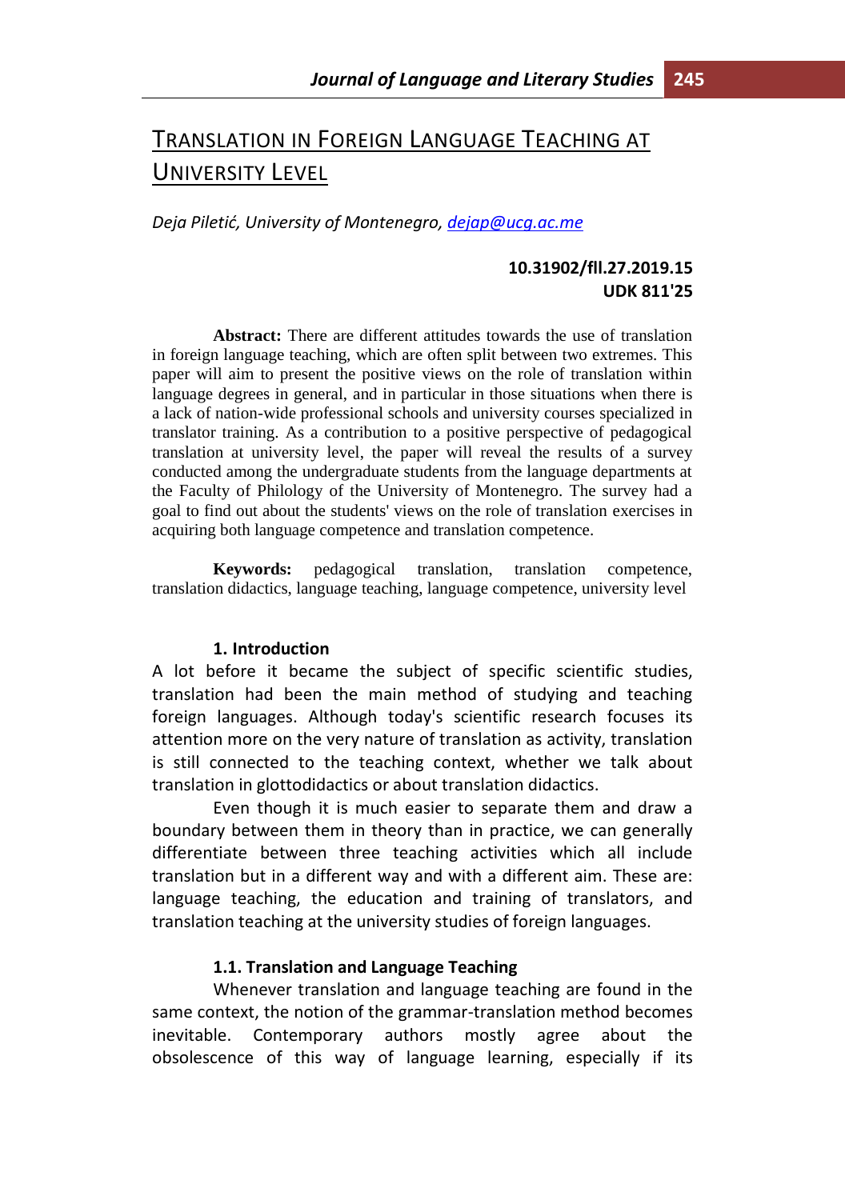# Translation in Foreign Language Teaching at University Level

*Deja Piletić, University of Montenegro, [dejap@ucg.ac.me](mailto:dejap@ucg.ac.me)*

**10.31902/fll.27.2019.15**
**UDK 811'25**

**Abstract:** There are different attitudes towards the use of translation in foreign language teaching, which are often split between two extremes. This paper will aim to present the positive views on the role of translation within language degrees in general, and in particular in those situations when there is a lack of nation-wide professional schools and university courses specialized in translator training. As a contribution to a positive perspective of pedagogical translation at university level, the paper will reveal the results of a survey conducted among the undergraduate students from the language departments at the Faculty of Philology of the University of Montenegro. The survey had a goal to find out about the students' views on the role of translation exercises in acquiring both language competence and translation competence.

**Keywords:** pedagogical translation, translation competence, translation didactics, language teaching, language competence, university level

## 1. Introduction

A lot before it became the subject of specific scientific studies, translation had been the main method of studying and teaching foreign languages. Although today's scientific research focuses its attention more on the very nature of translation as activity, translation is still connected to the teaching context, whether we talk about translation in glottodidactics or about translation didactics.

Even though it is much easier to separate them and draw a boundary between them in theory than in practice, we can generally differentiate between three teaching activities which all include translation but in a different way and with a different aim. These are: language teaching, the education and training of translators, and translation teaching at the university studies of foreign languages.

### 1.1. Translation and Language Teaching

Whenever translation and language teaching are found in the same context, the notion of the grammar-translation method becomes inevitable. Contemporary authors mostly agree about the obsolescence of this way of language learning, especially if its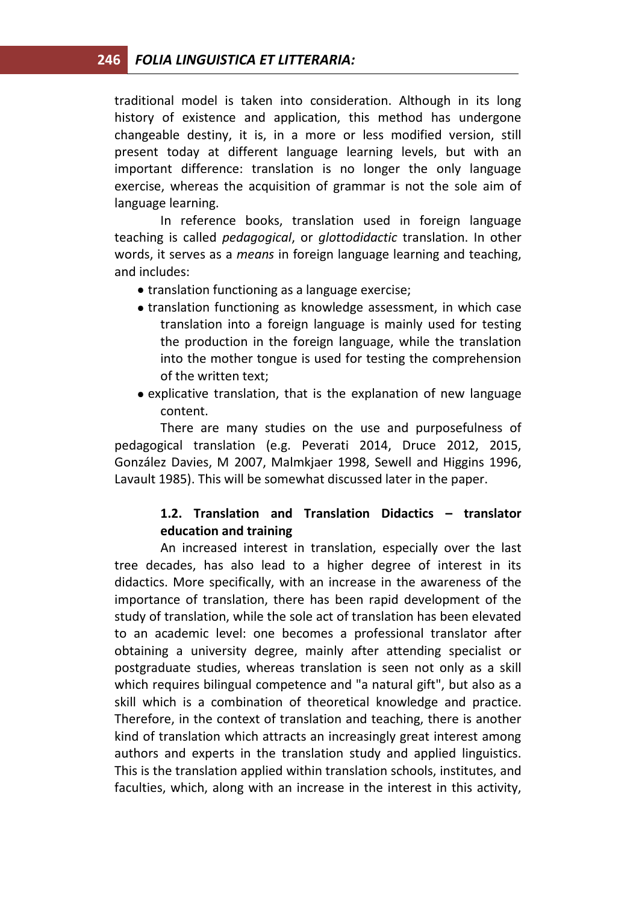traditional model is taken into consideration. Although in its long history of existence and application, this method has undergone changeable destiny, it is, in a more or less modified version, still present today at different language learning levels, but with an important difference: translation is no longer the only language exercise, whereas the acquisition of grammar is not the sole aim of language learning.

In reference books, translation used in foreign language teaching is called *pedagogical*, or *glottodidactic* translation. In other words, it serves as a *means* in foreign language learning and teaching, and includes:

- translation functioning as a language exercise;
- translation functioning as knowledge assessment, in which case translation into a foreign language is mainly used for testing the production in the foreign language, while the translation into the mother tongue is used for testing the comprehension of the written text;
- explicative translation, that is the explanation of new language content.

There are many studies on the use and purposefulness of pedagogical translation (e.g. Peverati 2014, Druce 2012, 2015, González Davies, M 2007, Malmkjaer 1998, Sewell and Higgins 1996, Lavault 1985). This will be somewhat discussed later in the paper.

### 1.2. Translation and Translation Didactics – translator education and training

An increased interest in translation, especially over the last tree decades, has also lead to a higher degree of interest in its didactics. More specifically, with an increase in the awareness of the importance of translation, there has been rapid development of the study of translation, while the sole act of translation has been elevated to an academic level: one becomes a professional translator after obtaining a university degree, mainly after attending specialist or postgraduate studies, whereas translation is seen not only as a skill which requires bilingual competence and "a natural gift", but also as a skill which is a combination of theoretical knowledge and practice. Therefore, in the context of translation and teaching, there is another kind of translation which attracts an increasingly great interest among authors and experts in the translation study and applied linguistics. This is the translation applied within translation schools, institutes, and faculties, which, along with an increase in the interest in this activity,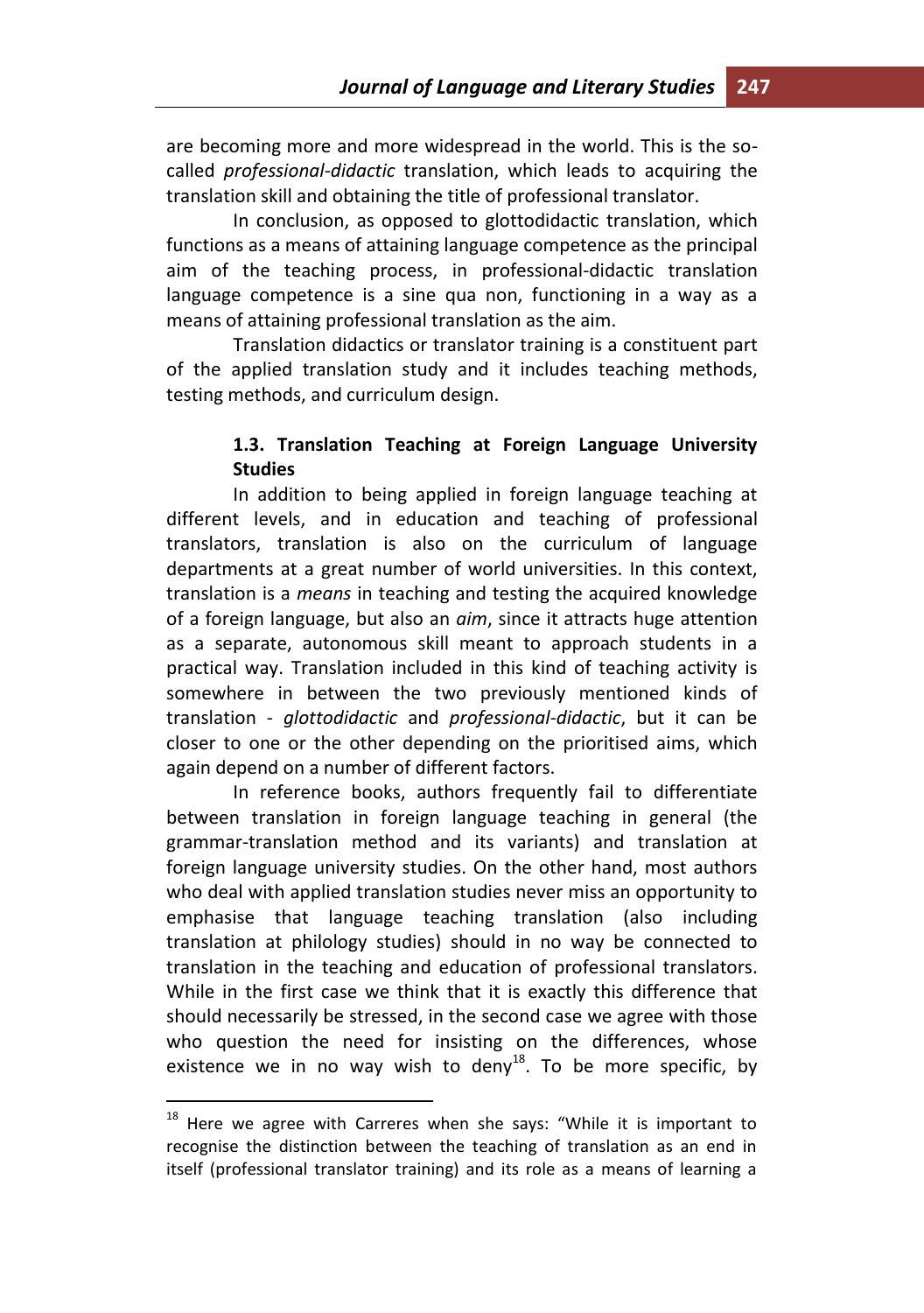are becoming more and more widespread in the world. This is the so-called *professional-didactic* translation, which leads to acquiring the translation skill and obtaining the title of professional translator.

In conclusion, as opposed to glottodidactic translation, which functions as a means of attaining language competence as the principal aim of the teaching process, in professional-didactic translation language competence is a sine qua non, functioning in a way as a means of attaining professional translation as the aim.

Translation didactics or translator training is a constituent part of the applied translation study and it includes teaching methods, testing methods, and curriculum design.

### 1.3. Translation Teaching at Foreign Language University Studies

In addition to being applied in foreign language teaching at different levels, and in education and teaching of professional translators, translation is also on the curriculum of language departments at a great number of world universities. In this context, translation is a *means* in teaching and testing the acquired knowledge of a foreign language, but also an *aim*, since it attracts huge attention as a separate, autonomous skill meant to approach students in a practical way. Translation included in this kind of teaching activity is somewhere in between the two previously mentioned kinds of translation - *glottodidactic* and *professional-didactic*, but it can be closer to one or the other depending on the prioritised aims, which again depend on a number of different factors.

In reference books, authors frequently fail to differentiate between translation in foreign language teaching in general (the grammar-translation method and its variants) and translation at foreign language university studies. On the other hand, most authors who deal with applied translation studies never miss an opportunity to emphasise that language teaching translation (also including translation at philology studies) should in no way be connected to translation in the teaching and education of professional translators. While in the first case we think that it is exactly this difference that should necessarily be stressed, in the second case we agree with those who question the need for insisting on the differences, whose existence we in no way wish to deny[18]. To be more specific, by

[18] Here we agree with Carreres when she says: "While it is important to recognise the distinction between the teaching of translation as an end in itself (professional translator training) and its role as a means of learning a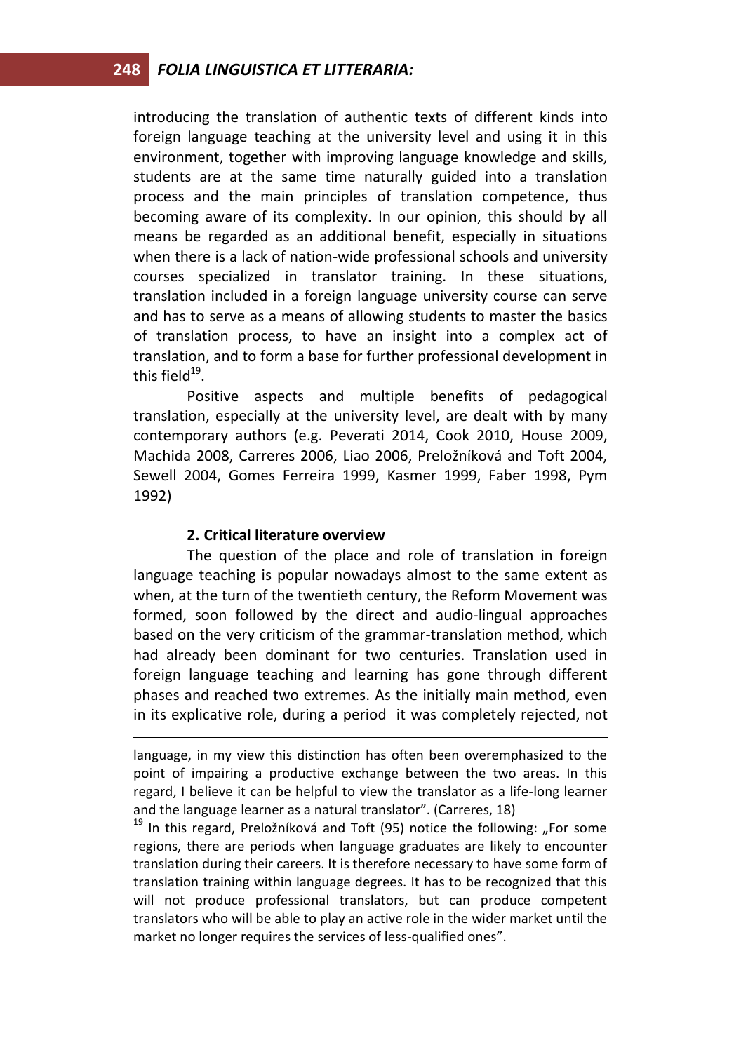introducing the translation of authentic texts of different kinds into foreign language teaching at the university level and using it in this environment, together with improving language knowledge and skills, students are at the same time naturally guided into a translation process and the main principles of translation competence, thus becoming aware of its complexity. In our opinion, this should by all means be regarded as an additional benefit, especially in situations when there is a lack of nation-wide professional schools and university courses specialized in translator training. In these situations, translation included in a foreign language university course can serve and has to serve as a means of allowing students to master the basics of translation process, to have an insight into a complex act of translation, and to form a base for further professional development in this field[19].

Positive aspects and multiple benefits of pedagogical translation, especially at the university level, are dealt with by many contemporary authors (e.g. Peverati 2014, Cook 2010, House 2009, Machida 2008, Carreres 2006, Liao 2006, Preložníková and Toft 2004, Sewell 2004, Gomes Ferreira 1999, Kasmer 1999, Faber 1998, Pym 1992)

## 2. Critical literature overview

The question of the place and role of translation in foreign language teaching is popular nowadays almost to the same extent as when, at the turn of the twentieth century, the Reform Movement was formed, soon followed by the direct and audio-lingual approaches based on the very criticism of the grammar-translation method, which had already been dominant for two centuries. Translation used in foreign language teaching and learning has gone through different phases and reached two extremes. As the initially main method, even in its explicative role, during a period it was completely rejected, not

---

language, in my view this distinction has often been overemphasized to the point of impairing a productive exchange between the two areas. In this regard, I believe it can be helpful to view the translator as a life-long learner and the language learner as a natural translator". (Carreres, 18)

[19] In this regard, Preložníková and Toft (95) notice the following: „For some regions, there are periods when language graduates are likely to encounter translation during their careers. It is therefore necessary to have some form of translation training within language degrees. It has to be recognized that this will not produce professional translators, but can produce competent translators who will be able to play an active role in the wider market until the market no longer requires the services of less-qualified ones".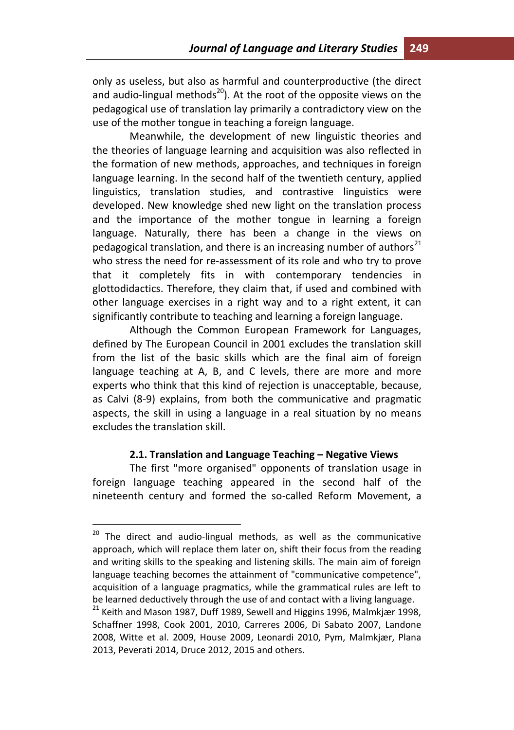only as useless, but also as harmful and counterproductive (the direct and audio-lingual methods[20]). At the root of the opposite views on the pedagogical use of translation lay primarily a contradictory view on the use of the mother tongue in teaching a foreign language.

Meanwhile, the development of new linguistic theories and the theories of language learning and acquisition was also reflected in the formation of new methods, approaches, and techniques in foreign language learning. In the second half of the twentieth century, applied linguistics, translation studies, and contrastive linguistics were developed. New knowledge shed new light on the translation process and the importance of the mother tongue in learning a foreign language. Naturally, there has been a change in the views on pedagogical translation, and there is an increasing number of authors[21] who stress the need for re-assessment of its role and who try to prove that it completely fits in with contemporary tendencies in glottodidactics. Therefore, they claim that, if used and combined with other language exercises in a right way and to a right extent, it can significantly contribute to teaching and learning a foreign language.

Although the Common European Framework for Languages, defined by The European Council in 2001 excludes the translation skill from the list of the basic skills which are the final aim of foreign language teaching at A, B, and C levels, there are more and more experts who think that this kind of rejection is unacceptable, because, as Calvi (8-9) explains, from both the communicative and pragmatic aspects, the skill in using a language in a real situation by no means excludes the translation skill.

### 2.1. Translation and Language Teaching – Negative Views

The first "more organised" opponents of translation usage in foreign language teaching appeared in the second half of the nineteenth century and formed the so-called Reform Movement, a

---

[20] The direct and audio-lingual methods, as well as the communicative approach, which will replace them later on, shift their focus from the reading and writing skills to the speaking and listening skills. The main aim of foreign language teaching becomes the attainment of "communicative competence", acquisition of a language pragmatics, while the grammatical rules are left to be learned deductively through the use of and contact with a living language.

[21] Keith and Mason 1987, Duff 1989, Sewell and Higgins 1996, Malmkjær 1998, Schaffner 1998, Cook 2001, 2010, Carreres 2006, Di Sabato 2007, Landone 2008, Witte et al. 2009, House 2009, Leonardi 2010, Pym, Malmkjær, Plana 2013, Peverati 2014, Druce 2012, 2015 and others.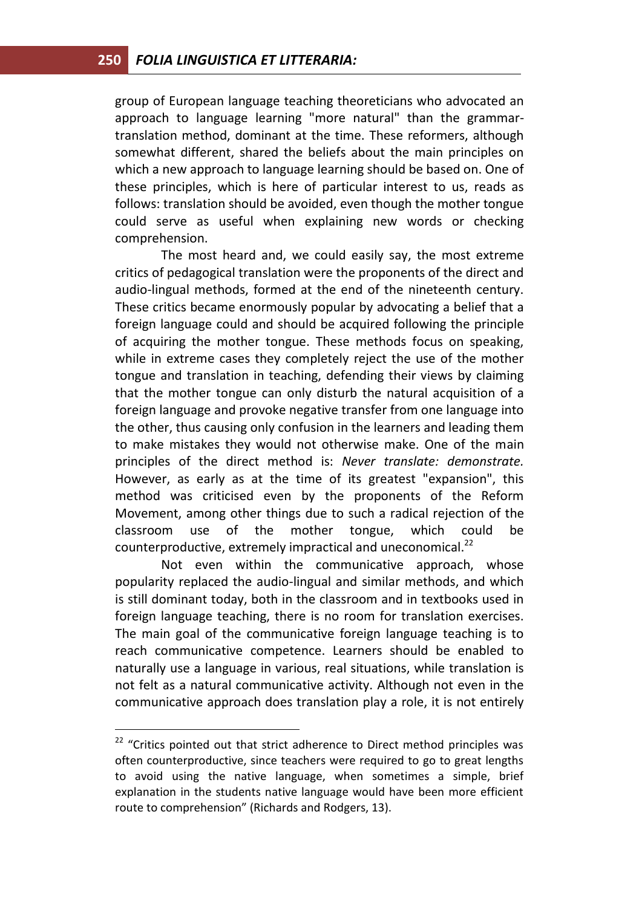group of European language teaching theoreticians who advocated an approach to language learning "more natural" than the grammar-translation method, dominant at the time. These reformers, although somewhat different, shared the beliefs about the main principles on which a new approach to language learning should be based on. One of these principles, which is here of particular interest to us, reads as follows: translation should be avoided, even though the mother tongue could serve as useful when explaining new words or checking comprehension.

The most heard and, we could easily say, the most extreme critics of pedagogical translation were the proponents of the direct and audio-lingual methods, formed at the end of the nineteenth century. These critics became enormously popular by advocating a belief that a foreign language could and should be acquired following the principle of acquiring the mother tongue. These methods focus on speaking, while in extreme cases they completely reject the use of the mother tongue and translation in teaching, defending their views by claiming that the mother tongue can only disturb the natural acquisition of a foreign language and provoke negative transfer from one language into the other, thus causing only confusion in the learners and leading them to make mistakes they would not otherwise make. One of the main principles of the direct method is: *Never translate: demonstrate.* However, as early as at the time of its greatest "expansion", this method was criticised even by the proponents of the Reform Movement, among other things due to such a radical rejection of the classroom use of the mother tongue, which could be counterproductive, extremely impractical and uneconomical.[22]

Not even within the communicative approach, whose popularity replaced the audio-lingual and similar methods, and which is still dominant today, both in the classroom and in textbooks used in foreign language teaching, there is no room for translation exercises. The main goal of the communicative foreign language teaching is to reach communicative competence. Learners should be enabled to naturally use a language in various, real situations, while translation is not felt as a natural communicative activity. Although not even in the communicative approach does translation play a role, it is not entirely

---

[22] "Critics pointed out that strict adherence to Direct method principles was often counterproductive, since teachers were required to go to great lengths to avoid using the native language, when sometimes a simple, brief explanation in the students native language would have been more efficient route to comprehension" (Richards and Rodgers, 13).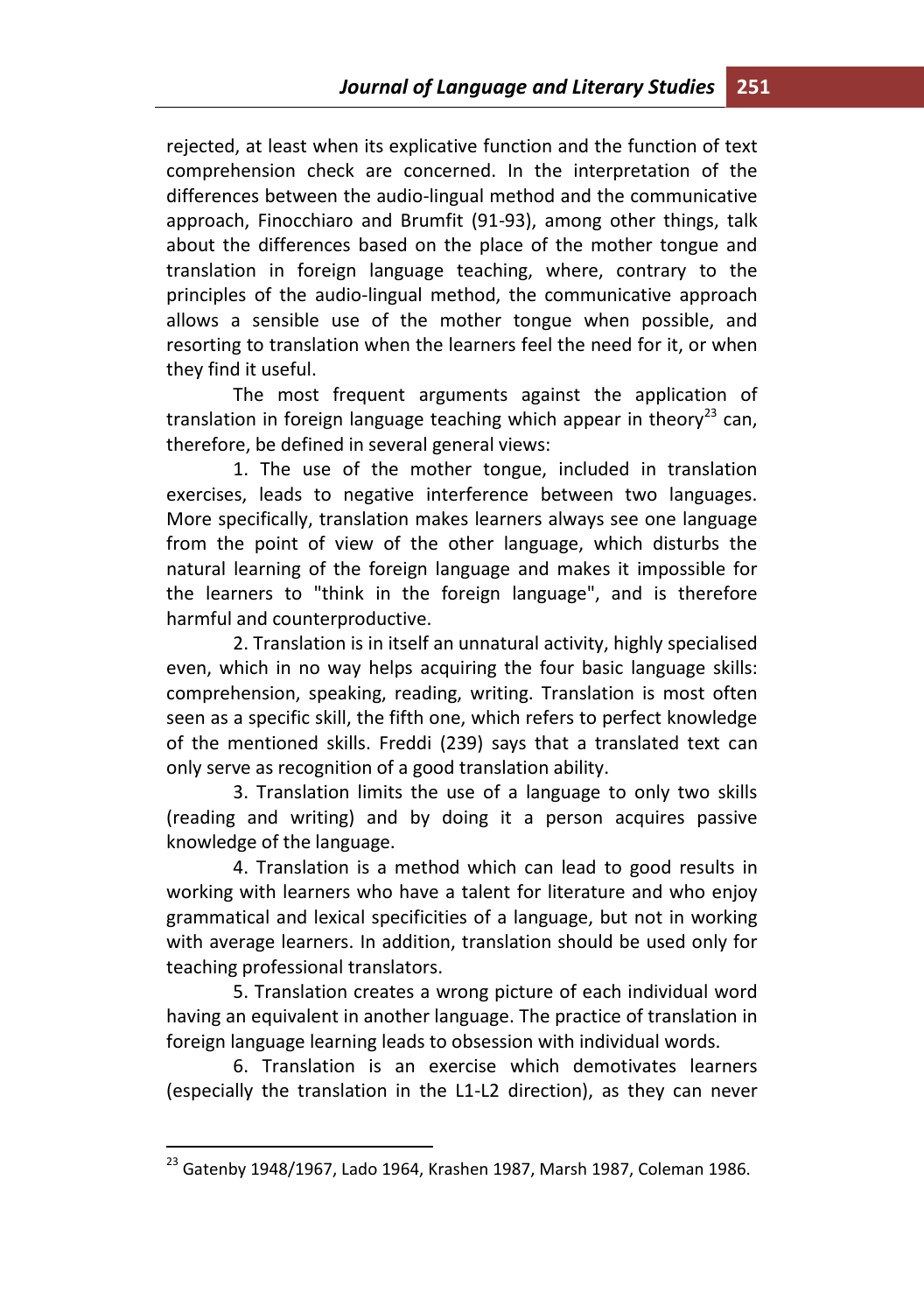rejected, at least when its explicative function and the function of text comprehension check are concerned. In the interpretation of the differences between the audio-lingual method and the communicative approach, Finocchiaro and Brumfit (91-93), among other things, talk about the differences based on the place of the mother tongue and translation in foreign language teaching, where, contrary to the principles of the audio-lingual method, the communicative approach allows a sensible use of the mother tongue when possible, and resorting to translation when the learners feel the need for it, or when they find it useful.

The most frequent arguments against the application of translation in foreign language teaching which appear in theory[23] can, therefore, be defined in several general views:

1. The use of the mother tongue, included in translation exercises, leads to negative interference between two languages. More specifically, translation makes learners always see one language from the point of view of the other language, which disturbs the natural learning of the foreign language and makes it impossible for the learners to "think in the foreign language", and is therefore harmful and counterproductive.

2. Translation is in itself an unnatural activity, highly specialised even, which in no way helps acquiring the four basic language skills: comprehension, speaking, reading, writing. Translation is most often seen as a specific skill, the fifth one, which refers to perfect knowledge of the mentioned skills. Freddi (239) says that a translated text can only serve as recognition of a good translation ability.

3. Translation limits the use of a language to only two skills (reading and writing) and by doing it a person acquires passive knowledge of the language.

4. Translation is a method which can lead to good results in working with learners who have a talent for literature and who enjoy grammatical and lexical specificities of a language, but not in working with average learners. In addition, translation should be used only for teaching professional translators.

5. Translation creates a wrong picture of each individual word having an equivalent in another language. The practice of translation in foreign language learning leads to obsession with individual words.

6. Translation is an exercise which demotivates learners (especially the translation in the L1-L2 direction), as they can never

[23] Gatenby 1948/1967, Lado 1964, Krashen 1987, Marsh 1987, Coleman 1986.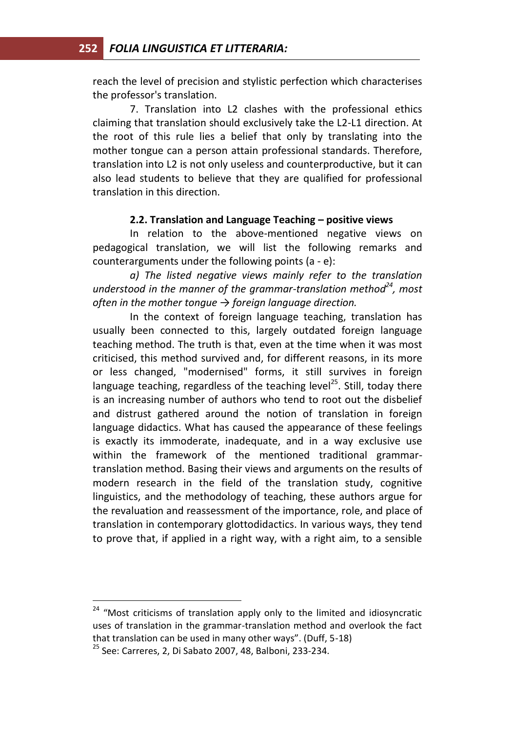reach the level of precision and stylistic perfection which characterises the professor's translation.

7. Translation into L2 clashes with the professional ethics claiming that translation should exclusively take the L2-L1 direction. At the root of this rule lies a belief that only by translating into the mother tongue can a person attain professional standards. Therefore, translation into L2 is not only useless and counterproductive, but it can also lead students to believe that they are qualified for professional translation in this direction.

### 2.2. Translation and Language Teaching – positive views

In relation to the above-mentioned negative views on pedagogical translation, we will list the following remarks and counterarguments under the following points (a - e):

*a) The listed negative views mainly refer to the translation understood in the manner of the grammar-translation method*[24]*, most often in the mother tongue → foreign language direction.*

In the context of foreign language teaching, translation has usually been connected to this, largely outdated foreign language teaching method. The truth is that, even at the time when it was most criticised, this method survived and, for different reasons, in its more or less changed, "modernised" forms, it still survives in foreign language teaching, regardless of the teaching level[25]. Still, today there is an increasing number of authors who tend to root out the disbelief and distrust gathered around the notion of translation in foreign language didactics. What has caused the appearance of these feelings is exactly its immoderate, inadequate, and in a way exclusive use within the framework of the mentioned traditional grammar-translation method. Basing their views and arguments on the results of modern research in the field of the translation study, cognitive linguistics, and the methodology of teaching, these authors argue for the revaluation and reassessment of the importance, role, and place of translation in contemporary glottodidactics. In various ways, they tend to prove that, if applied in a right way, with a right aim, to a sensible

---

[24] "Most criticisms of translation apply only to the limited and idiosyncratic uses of translation in the grammar-translation method and overlook the fact that translation can be used in many other ways". (Duff, 5-18)

[25] See: Carreres, 2, Di Sabato 2007, 48, Balboni, 233-234.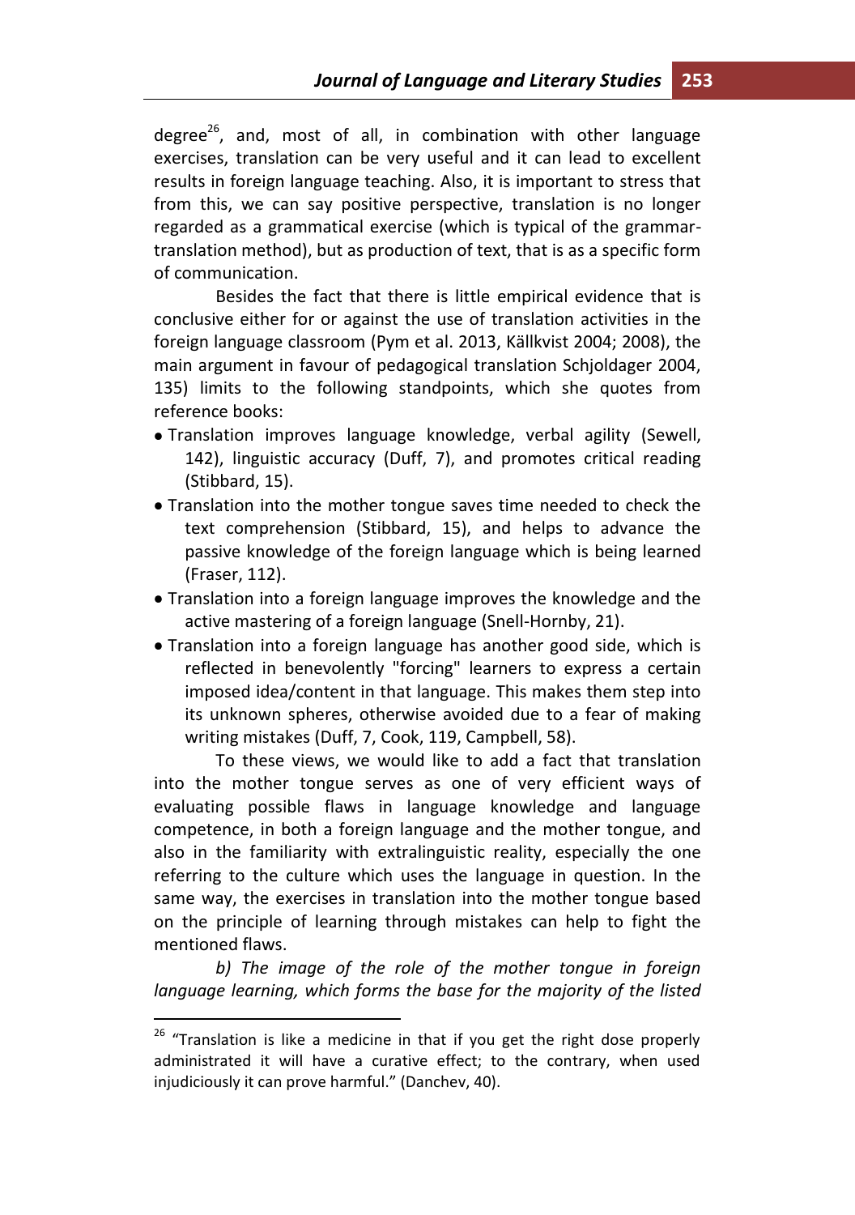degree[26], and, most of all, in combination with other language exercises, translation can be very useful and it can lead to excellent results in foreign language teaching. Also, it is important to stress that from this, we can say positive perspective, translation is no longer regarded as a grammatical exercise (which is typical of the grammar-translation method), but as production of text, that is as a specific form of communication.

Besides the fact that there is little empirical evidence that is conclusive either for or against the use of translation activities in the foreign language classroom (Pym et al. 2013, Källkvist 2004; 2008), the main argument in favour of pedagogical translation Schjoldager 2004, 135) limits to the following standpoints, which she quotes from reference books:

- Translation improves language knowledge, verbal agility (Sewell, 142), linguistic accuracy (Duff, 7), and promotes critical reading (Stibbard, 15).
- Translation into the mother tongue saves time needed to check the text comprehension (Stibbard, 15), and helps to advance the passive knowledge of the foreign language which is being learned (Fraser, 112).
- Translation into a foreign language improves the knowledge and the active mastering of a foreign language (Snell-Hornby, 21).
- Translation into a foreign language has another good side, which is reflected in benevolently "forcing" learners to express a certain imposed idea/content in that language. This makes them step into its unknown spheres, otherwise avoided due to a fear of making writing mistakes (Duff, 7, Cook, 119, Campbell, 58).

To these views, we would like to add a fact that translation into the mother tongue serves as one of very efficient ways of evaluating possible flaws in language knowledge and language competence, in both a foreign language and the mother tongue, and also in the familiarity with extralinguistic reality, especially the one referring to the culture which uses the language in question. In the same way, the exercises in translation into the mother tongue based on the principle of learning through mistakes can help to fight the mentioned flaws.

*b) The image of the role of the mother tongue in foreign language learning, which forms the base for the majority of the listed*

---

[26] "Translation is like a medicine in that if you get the right dose properly administrated it will have a curative effect; to the contrary, when used injudiciously it can prove harmful." (Danchev, 40).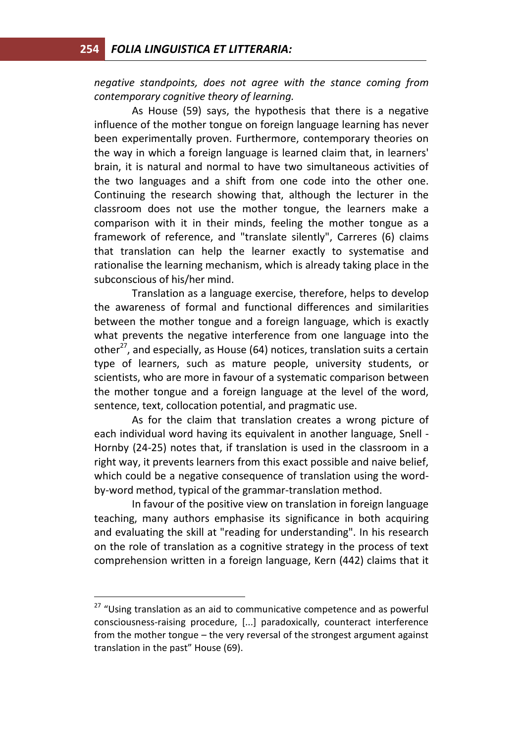*negative standpoints, does not agree with the stance coming from contemporary cognitive theory of learning.*

As House (59) says, the hypothesis that there is a negative influence of the mother tongue on foreign language learning has never been experimentally proven. Furthermore, contemporary theories on the way in which a foreign language is learned claim that, in learners' brain, it is natural and normal to have two simultaneous activities of the two languages and a shift from one code into the other one. Continuing the research showing that, although the lecturer in the classroom does not use the mother tongue, the learners make a comparison with it in their minds, feeling the mother tongue as a framework of reference, and "translate silently", Carreres (6) claims that translation can help the learner exactly to systematise and rationalise the learning mechanism, which is already taking place in the subconscious of his/her mind.

Translation as a language exercise, therefore, helps to develop the awareness of formal and functional differences and similarities between the mother tongue and a foreign language, which is exactly what prevents the negative interference from one language into the other[27], and especially, as House (64) notices, translation suits a certain type of learners, such as mature people, university students, or scientists, who are more in favour of a systematic comparison between the mother tongue and a foreign language at the level of the word, sentence, text, collocation potential, and pragmatic use.

As for the claim that translation creates a wrong picture of each individual word having its equivalent in another language, Snell - Hornby (24-25) notes that, if translation is used in the classroom in a right way, it prevents learners from this exact possible and naive belief, which could be a negative consequence of translation using the word-by-word method, typical of the grammar-translation method.

In favour of the positive view on translation in foreign language teaching, many authors emphasise its significance in both acquiring and evaluating the skill at "reading for understanding". In his research on the role of translation as a cognitive strategy in the process of text comprehension written in a foreign language, Kern (442) claims that it

---

[27] "Using translation as an aid to communicative competence and as powerful consciousness-raising procedure, [...] paradoxically, counteract interference from the mother tongue – the very reversal of the strongest argument against translation in the past" House (69).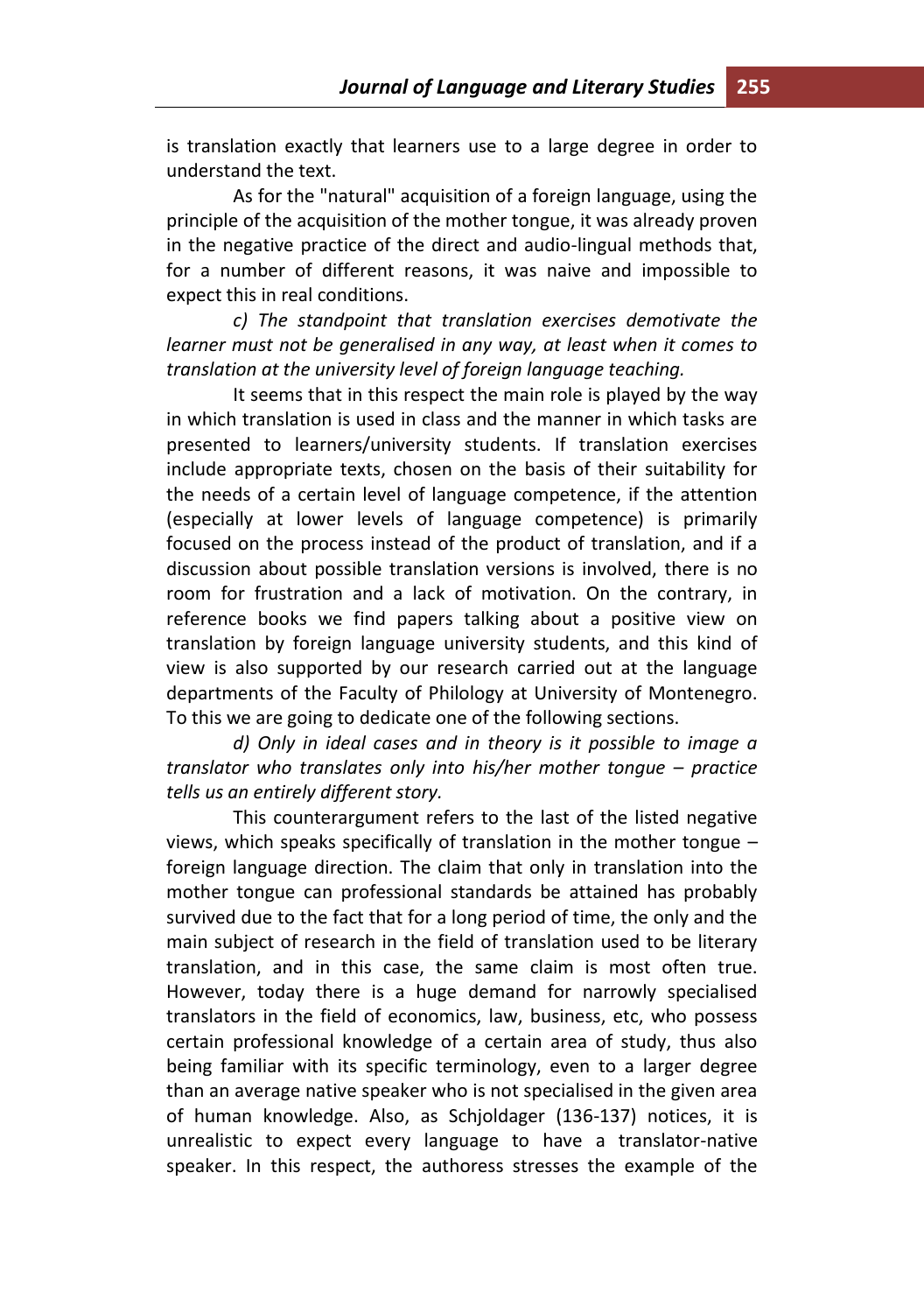is translation exactly that learners use to a large degree in order to understand the text.

As for the "natural" acquisition of a foreign language, using the principle of the acquisition of the mother tongue, it was already proven in the negative practice of the direct and audio-lingual methods that, for a number of different reasons, it was naive and impossible to expect this in real conditions.

*c) The standpoint that translation exercises demotivate the learner must not be generalised in any way, at least when it comes to translation at the university level of foreign language teaching.*

It seems that in this respect the main role is played by the way in which translation is used in class and the manner in which tasks are presented to learners/university students. If translation exercises include appropriate texts, chosen on the basis of their suitability for the needs of a certain level of language competence, if the attention (especially at lower levels of language competence) is primarily focused on the process instead of the product of translation, and if a discussion about possible translation versions is involved, there is no room for frustration and a lack of motivation. On the contrary, in reference books we find papers talking about a positive view on translation by foreign language university students, and this kind of view is also supported by our research carried out at the language departments of the Faculty of Philology at University of Montenegro. To this we are going to dedicate one of the following sections.

*d) Only in ideal cases and in theory is it possible to image a translator who translates only into his/her mother tongue – practice tells us an entirely different story.*

This counterargument refers to the last of the listed negative views, which speaks specifically of translation in the mother tongue – foreign language direction. The claim that only in translation into the mother tongue can professional standards be attained has probably survived due to the fact that for a long period of time, the only and the main subject of research in the field of translation used to be literary translation, and in this case, the same claim is most often true. However, today there is a huge demand for narrowly specialised translators in the field of economics, law, business, etc, who possess certain professional knowledge of a certain area of study, thus also being familiar with its specific terminology, even to a larger degree than an average native speaker who is not specialised in the given area of human knowledge. Also, as Schjoldager (136-137) notices, it is unrealistic to expect every language to have a translator-native speaker. In this respect, the authoress stresses the example of the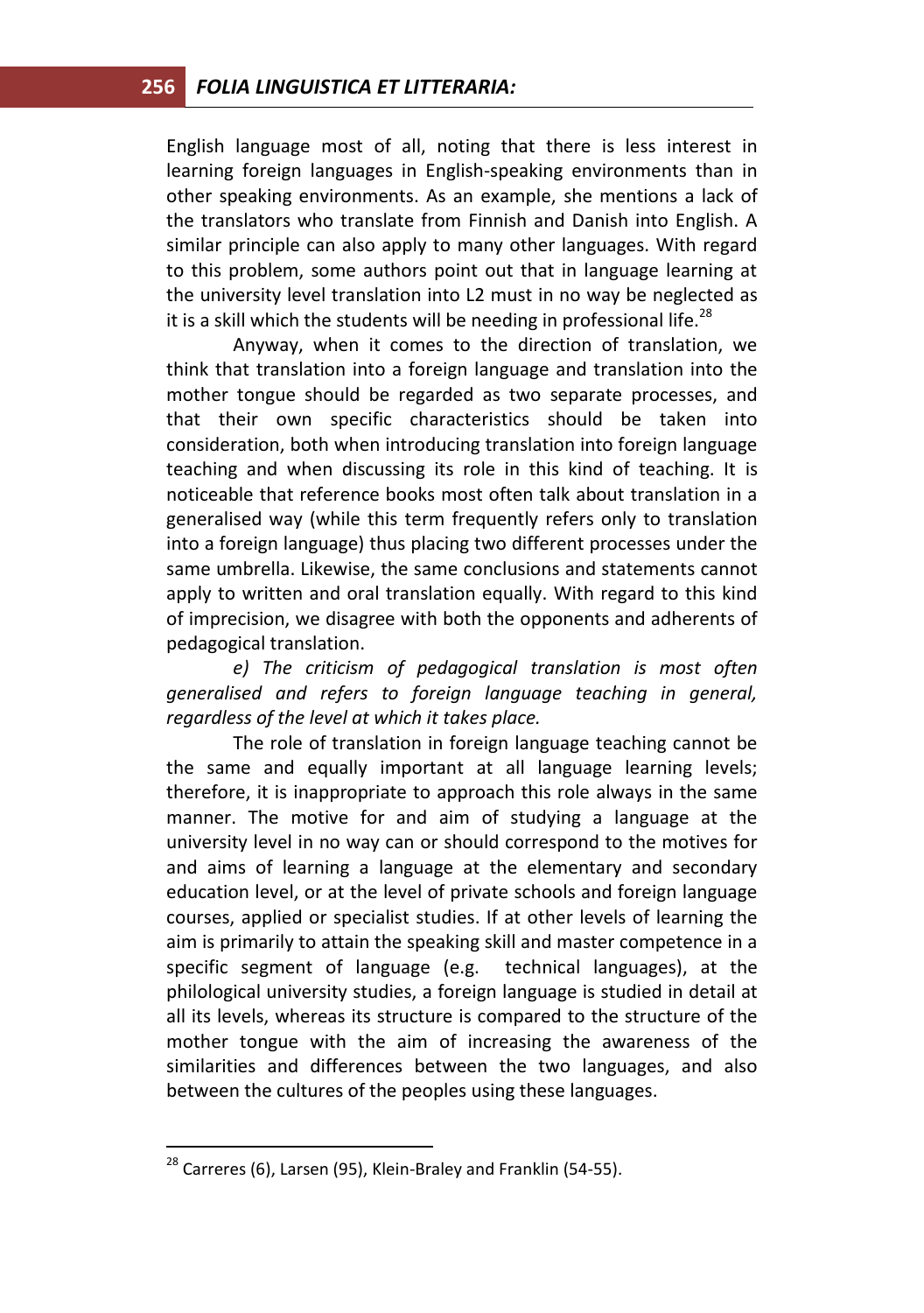English language most of all, noting that there is less interest in learning foreign languages in English-speaking environments than in other speaking environments. As an example, she mentions a lack of the translators who translate from Finnish and Danish into English. A similar principle can also apply to many other languages. With regard to this problem, some authors point out that in language learning at the university level translation into L2 must in no way be neglected as it is a skill which the students will be needing in professional life.[28]

Anyway, when it comes to the direction of translation, we think that translation into a foreign language and translation into the mother tongue should be regarded as two separate processes, and that their own specific characteristics should be taken into consideration, both when introducing translation into foreign language teaching and when discussing its role in this kind of teaching. It is noticeable that reference books most often talk about translation in a generalised way (while this term frequently refers only to translation into a foreign language) thus placing two different processes under the same umbrella. Likewise, the same conclusions and statements cannot apply to written and oral translation equally. With regard to this kind of imprecision, we disagree with both the opponents and adherents of pedagogical translation.

*e) The criticism of pedagogical translation is most often generalised and refers to foreign language teaching in general, regardless of the level at which it takes place.*

The role of translation in foreign language teaching cannot be the same and equally important at all language learning levels; therefore, it is inappropriate to approach this role always in the same manner. The motive for and aim of studying a language at the university level in no way can or should correspond to the motives for and aims of learning a language at the elementary and secondary education level, or at the level of private schools and foreign language courses, applied or specialist studies. If at other levels of learning the aim is primarily to attain the speaking skill and master competence in a specific segment of language (e.g. technical languages), at the philological university studies, a foreign language is studied in detail at all its levels, whereas its structure is compared to the structure of the mother tongue with the aim of increasing the awareness of the similarities and differences between the two languages, and also between the cultures of the peoples using these languages.

---

[28] Carreres (6), Larsen (95), Klein-Braley and Franklin (54-55).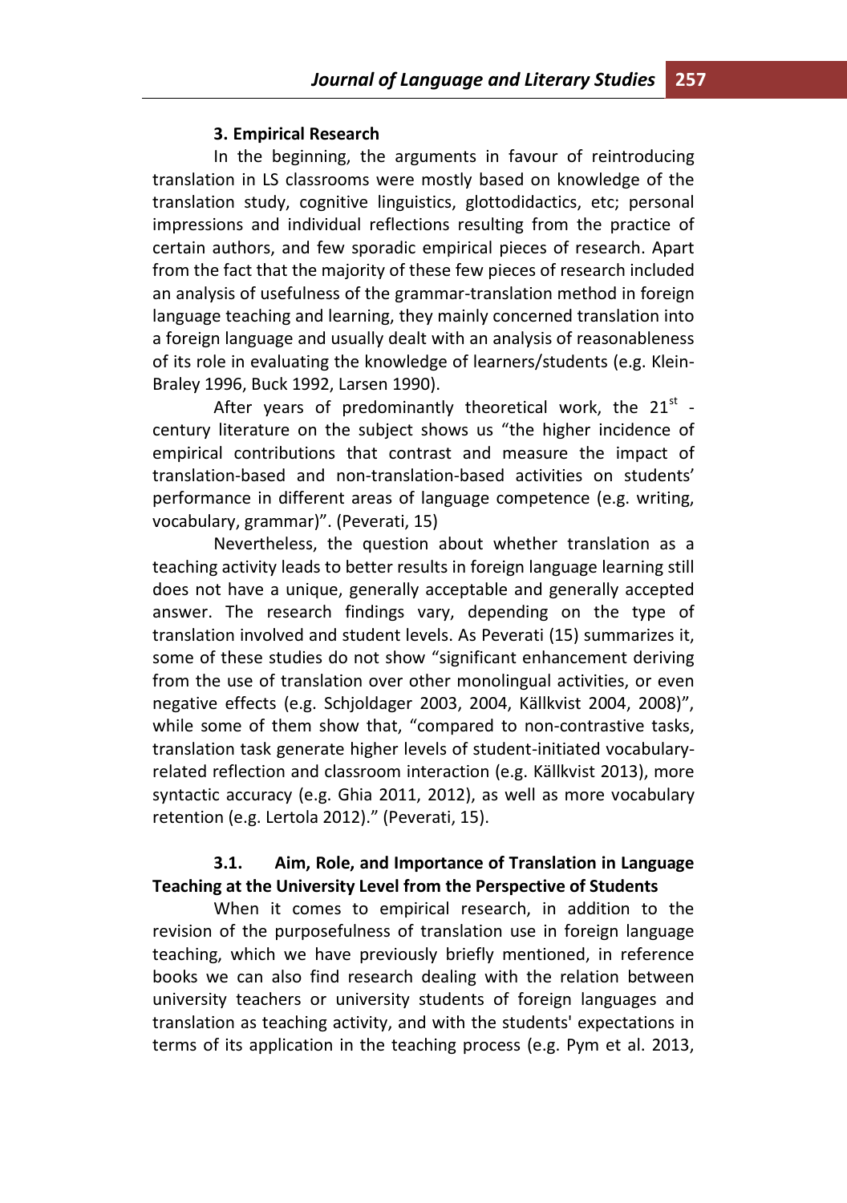### 3. Empirical Research

In the beginning, the arguments in favour of reintroducing translation in LS classrooms were mostly based on knowledge of the translation study, cognitive linguistics, glottodidactics, etc; personal impressions and individual reflections resulting from the practice of certain authors, and few sporadic empirical pieces of research. Apart from the fact that the majority of these few pieces of research included an analysis of usefulness of the grammar-translation method in foreign language teaching and learning, they mainly concerned translation into a foreign language and usually dealt with an analysis of reasonableness of its role in evaluating the knowledge of learners/students (e.g. Klein-Braley 1996, Buck 1992, Larsen 1990).

After years of predominantly theoretical work, the 21st - century literature on the subject shows us "the higher incidence of empirical contributions that contrast and measure the impact of translation-based and non-translation-based activities on students' performance in different areas of language competence (e.g. writing, vocabulary, grammar)". (Peverati, 15)

Nevertheless, the question about whether translation as a teaching activity leads to better results in foreign language learning still does not have a unique, generally acceptable and generally accepted answer. The research findings vary, depending on the type of translation involved and student levels. As Peverati (15) summarizes it, some of these studies do not show "significant enhancement deriving from the use of translation over other monolingual activities, or even negative effects (e.g. Schjoldager 2003, 2004, Källkvist 2004, 2008)", while some of them show that, "compared to non-contrastive tasks, translation task generate higher levels of student-initiated vocabulary-related reflection and classroom interaction (e.g. Källkvist 2013), more syntactic accuracy (e.g. Ghia 2011, 2012), as well as more vocabulary retention (e.g. Lertola 2012)." (Peverati, 15).

#### 3.1. Aim, Role, and Importance of Translation in Language Teaching at the University Level from the Perspective of Students

When it comes to empirical research, in addition to the revision of the purposefulness of translation use in foreign language teaching, which we have previously briefly mentioned, in reference books we can also find research dealing with the relation between university teachers or university students of foreign languages and translation as teaching activity, and with the students' expectations in terms of its application in the teaching process (e.g. Pym et al. 2013,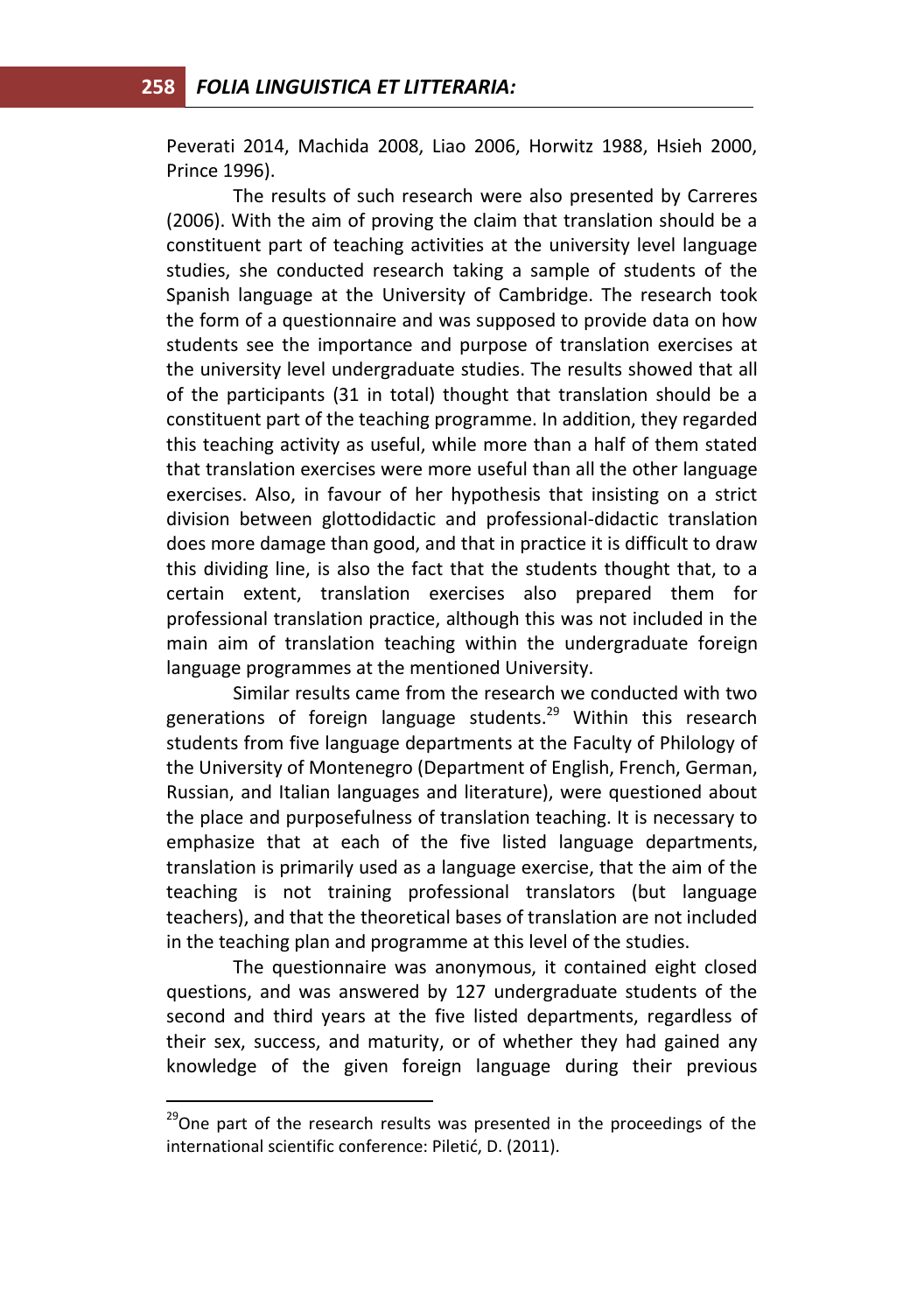Peverati 2014, Machida 2008, Liao 2006, Horwitz 1988, Hsieh 2000, Prince 1996).

The results of such research were also presented by Carreres (2006). With the aim of proving the claim that translation should be a constituent part of teaching activities at the university level language studies, she conducted research taking a sample of students of the Spanish language at the University of Cambridge. The research took the form of a questionnaire and was supposed to provide data on how students see the importance and purpose of translation exercises at the university level undergraduate studies. The results showed that all of the participants (31 in total) thought that translation should be a constituent part of the teaching programme. In addition, they regarded this teaching activity as useful, while more than a half of them stated that translation exercises were more useful than all the other language exercises. Also, in favour of her hypothesis that insisting on a strict division between glottodidactic and professional-didactic translation does more damage than good, and that in practice it is difficult to draw this dividing line, is also the fact that the students thought that, to a certain extent, translation exercises also prepared them for professional translation practice, although this was not included in the main aim of translation teaching within the undergraduate foreign language programmes at the mentioned University.

Similar results came from the research we conducted with two generations of foreign language students.[29] Within this research students from five language departments at the Faculty of Philology of the University of Montenegro (Department of English, French, German, Russian, and Italian languages and literature), were questioned about the place and purposefulness of translation teaching. It is necessary to emphasize that at each of the five listed language departments, translation is primarily used as a language exercise, that the aim of the teaching is not training professional translators (but language teachers), and that the theoretical bases of translation are not included in the teaching plan and programme at this level of the studies.

The questionnaire was anonymous, it contained eight closed questions, and was answered by 127 undergraduate students of the second and third years at the five listed departments, regardless of their sex, success, and maturity, or of whether they had gained any knowledge of the given foreign language during their previous

---

[29] One part of the research results was presented in the proceedings of the international scientific conference: Piletić, D. (2011).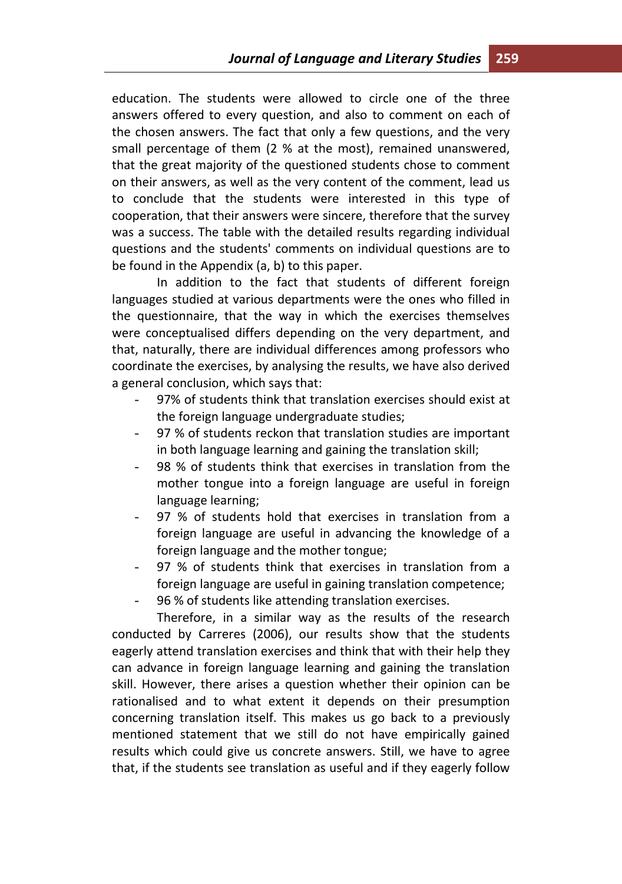education. The students were allowed to circle one of the three answers offered to every question, and also to comment on each of the chosen answers. The fact that only a few questions, and the very small percentage of them (2 % at the most), remained unanswered, that the great majority of the questioned students chose to comment on their answers, as well as the very content of the comment, lead us to conclude that the students were interested in this type of cooperation, that their answers were sincere, therefore that the survey was a success. The table with the detailed results regarding individual questions and the students' comments on individual questions are to be found in the Appendix (a, b) to this paper.

In addition to the fact that students of different foreign languages studied at various departments were the ones who filled in the questionnaire, that the way in which the exercises themselves were conceptualised differs depending on the very department, and that, naturally, there are individual differences among professors who coordinate the exercises, by analysing the results, we have also derived a general conclusion, which says that:

- 97% of students think that translation exercises should exist at the foreign language undergraduate studies;
- 97 % of students reckon that translation studies are important in both language learning and gaining the translation skill;
- 98 % of students think that exercises in translation from the mother tongue into a foreign language are useful in foreign language learning;
- 97 % of students hold that exercises in translation from a foreign language are useful in advancing the knowledge of a foreign language and the mother tongue;
- 97 % of students think that exercises in translation from a foreign language are useful in gaining translation competence;
- 96 % of students like attending translation exercises.

Therefore, in a similar way as the results of the research conducted by Carreres (2006), our results show that the students eagerly attend translation exercises and think that with their help they can advance in foreign language learning and gaining the translation skill. However, there arises a question whether their opinion can be rationalised and to what extent it depends on their presumption concerning translation itself. This makes us go back to a previously mentioned statement that we still do not have empirically gained results which could give us concrete answers. Still, we have to agree that, if the students see translation as useful and if they eagerly follow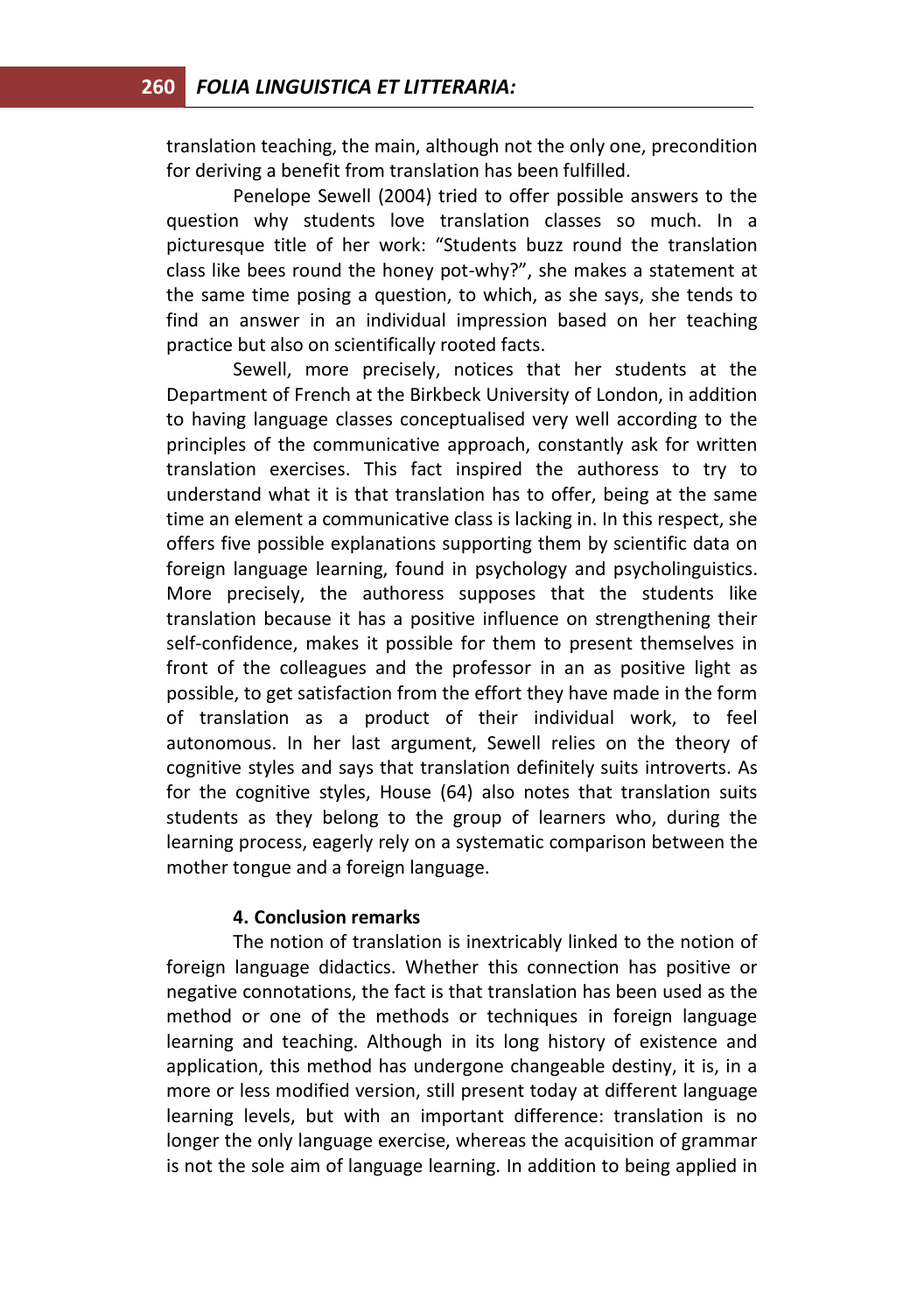translation teaching, the main, although not the only one, precondition for deriving a benefit from translation has been fulfilled.

Penelope Sewell (2004) tried to offer possible answers to the question why students love translation classes so much. In a picturesque title of her work: "Students buzz round the translation class like bees round the honey pot-why?", she makes a statement at the same time posing a question, to which, as she says, she tends to find an answer in an individual impression based on her teaching practice but also on scientifically rooted facts.

Sewell, more precisely, notices that her students at the Department of French at the Birkbeck University of London, in addition to having language classes conceptualised very well according to the principles of the communicative approach, constantly ask for written translation exercises. This fact inspired the authoress to try to understand what it is that translation has to offer, being at the same time an element a communicative class is lacking in. In this respect, she offers five possible explanations supporting them by scientific data on foreign language learning, found in psychology and psycholinguistics. More precisely, the authoress supposes that the students like translation because it has a positive influence on strengthening their self-confidence, makes it possible for them to present themselves in front of the colleagues and the professor in an as positive light as possible, to get satisfaction from the effort they have made in the form of translation as a product of their individual work, to feel autonomous. In her last argument, Sewell relies on the theory of cognitive styles and says that translation definitely suits introverts. As for the cognitive styles, House (64) also notes that translation suits students as they belong to the group of learners who, during the learning process, eagerly rely on a systematic comparison between the mother tongue and a foreign language.

### 4. Conclusion remarks

The notion of translation is inextricably linked to the notion of foreign language didactics. Whether this connection has positive or negative connotations, the fact is that translation has been used as the method or one of the methods or techniques in foreign language learning and teaching. Although in its long history of existence and application, this method has undergone changeable destiny, it is, in a more or less modified version, still present today at different language learning levels, but with an important difference: translation is no longer the only language exercise, whereas the acquisition of grammar is not the sole aim of language learning. In addition to being applied in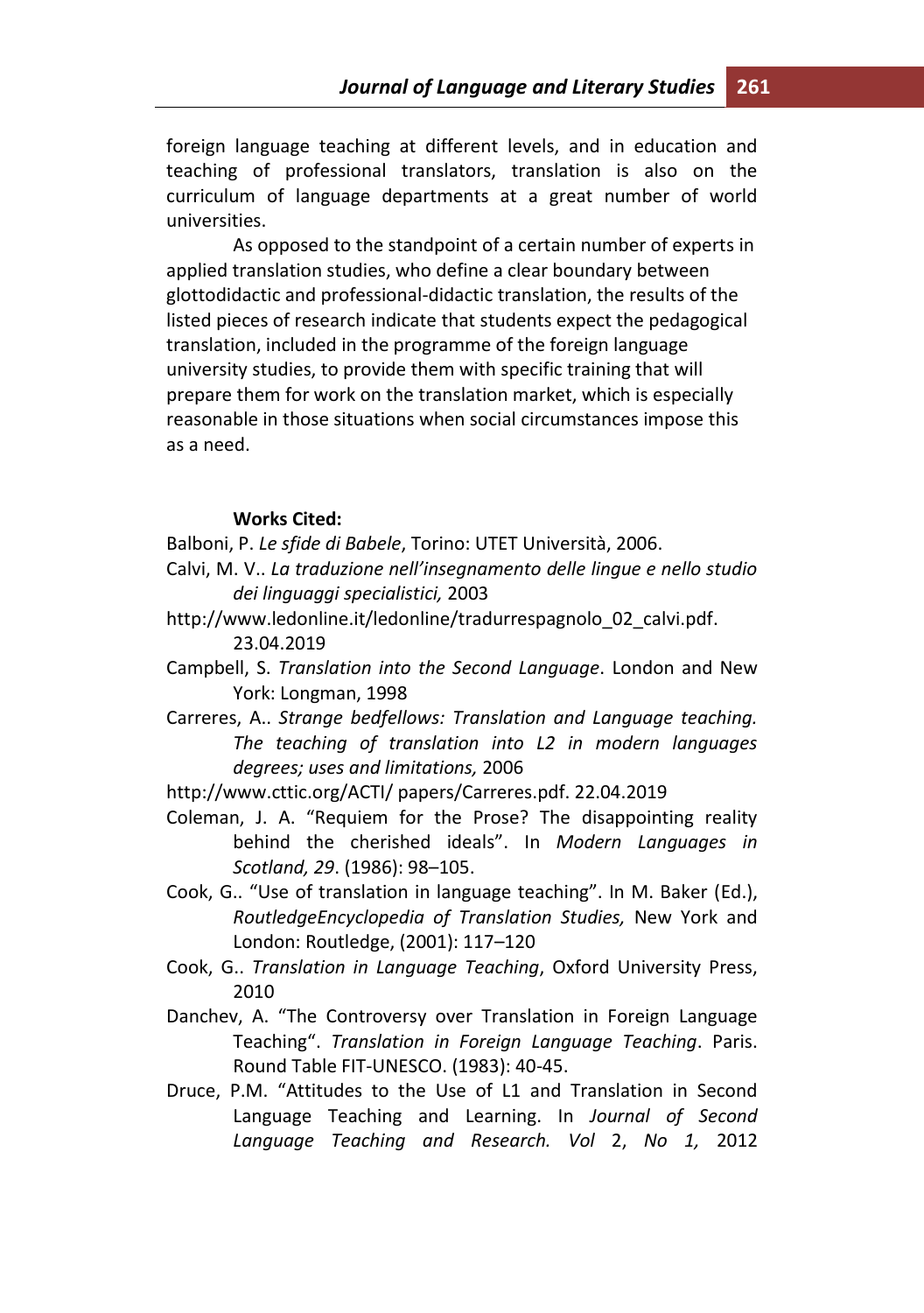foreign language teaching at different levels, and in education and teaching of professional translators, translation is also on the curriculum of language departments at a great number of world universities.

As opposed to the standpoint of a certain number of experts in applied translation studies, who define a clear boundary between glottodidactic and professional-didactic translation, the results of the listed pieces of research indicate that students expect the pedagogical translation, included in the programme of the foreign language university studies, to provide them with specific training that will prepare them for work on the translation market, which is especially reasonable in those situations when social circumstances impose this as a need.

**Works Cited:**

Balboni, P. *Le sfide di Babele*, Torino: UTET Università, 2006.

Calvi, M. V.. *La traduzione nell'insegnamento delle lingue e nello studio dei linguaggi specialistici,* 2003

http://www.ledonline.it/ledonline/tradurrespagnolo_02_calvi.pdf. 23.04.2019

Campbell, S. *Translation into the Second Language*. London and New York: Longman, 1998

Carreres, A.. *Strange bedfellows: Translation and Language teaching. The teaching of translation into L2 in modern languages degrees; uses and limitations,* 2006

http://www.cttic.org/ACTI/ papers/Carreres.pdf. 22.04.2019

Coleman, J. A. "Requiem for the Prose? The disappointing reality behind the cherished ideals". In *Modern Languages in Scotland, 29*. (1986): 98–105.

Cook, G.. "Use of translation in language teaching". In M. Baker (Ed.), *RoutledgeEncyclopedia of Translation Studies,* New York and London: Routledge, (2001): 117–120

Cook, G.. *Translation in Language Teaching*, Oxford University Press, 2010

Danchev, A. "The Controversy over Translation in Foreign Language Teaching". *Translation in Foreign Language Teaching*. Paris. Round Table FIT-UNESCO. (1983): 40-45.

Druce, P.M. "Attitudes to the Use of L1 and Translation in Second Language Teaching and Learning. In *Journal of Second Language Teaching and Research. Vol* 2, *No 1,* 2012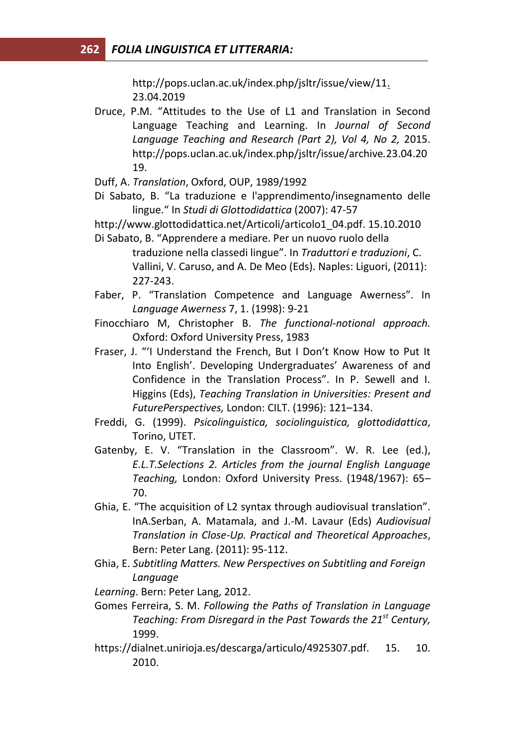http://pops.uclan.ac.uk/index.php/jsltr/issue/view/11. 23.04.2019

Druce, P.M. “Attitudes to the Use of L1 and Translation in Second Language Teaching and Learning. In *Journal of Second Language Teaching and Research (Part 2), Vol 4, No 2,* 2015. http://pops.uclan.ac.uk/index.php/jsltr/issue/archive.23.04.2019.

Duff, A. *Translation*, Oxford, OUP, 1989/1992

Di Sabato, B. “La traduzione e l'apprendimento/insegnamento delle lingue.“ In *Studi di Glottodidattica* (2007): 47-57

http://www.glottodidattica.net/Articoli/articolo1_04.pdf. 15.10.2010

Di Sabato, B. “Apprendere a mediare. Per un nuovo ruolo della traduzione nella classedi lingue”. In *Traduttori e traduzioni*, C. Vallini, V. Caruso, and A. De Meo (Eds). Naples: Liguori, (2011): 227-243.

Faber, P. “Translation Competence and Language Awerness”. In *Language Awerness* 7, 1. (1998): 9-21

Finocchiaro M, Christopher B. *The functional-notional approach.* Oxford: Oxford University Press, 1983

Fraser, J. “‘I Understand the French, But I Don’t Know How to Put It Into English’. Developing Undergraduates’ Awareness of and Confidence in the Translation Process”. In P. Sewell and I. Higgins (Eds), *Teaching Translation in Universities: Present and FuturePerspectives,* London: CILT. (1996): 121–134.

Freddi, G. (1999). *Psicolinguistica, sociolinguistica, glottodidattica*, Torino, UTET.

Gatenby, E. V. “Translation in the Classroom”. W. R. Lee (ed.), *E.L.T.Selections 2. Articles from the journal English Language Teaching,* London: Oxford University Press. (1948/1967): 65–70.

Ghia, E. “The acquisition of L2 syntax through audiovisual translation”. InA.Serban, A. Matamala, and J.-M. Lavaur (Eds) *Audiovisual Translation in Close-Up. Practical and Theoretical Approaches*, Bern: Peter Lang. (2011): 95-112.

Ghia, E. *Subtitling Matters. New Perspectives on Subtitling and Foreign Language*

*Learning*. Bern: Peter Lang, 2012.

Gomes Ferreira, S. M. *Following the Paths of Translation in Language Teaching: From Disregard in the Past Towards the 21st Century,* 1999.

https://dialnet.unirioja.es/descarga/articulo/4925307.pdf. 15. 10. 2010.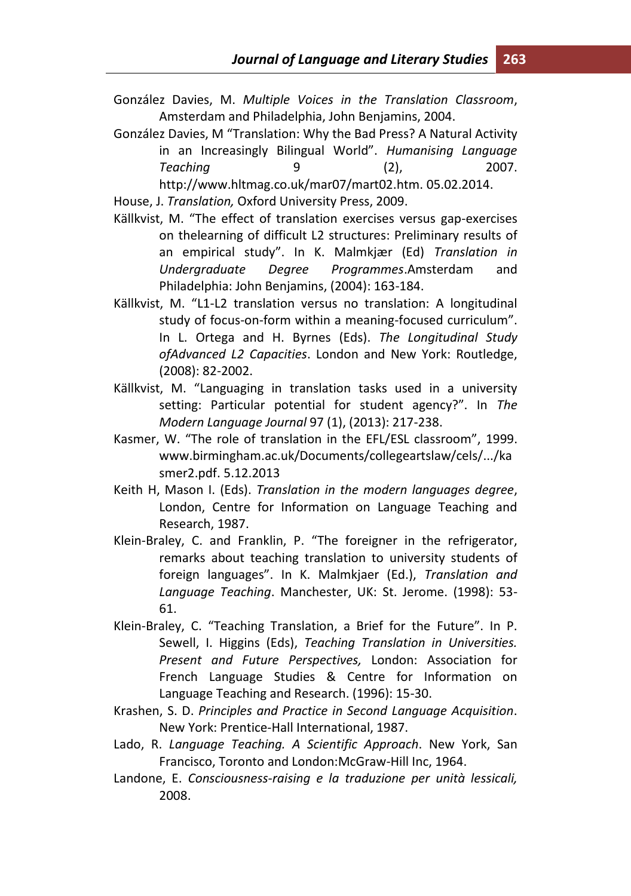González Davies, M. *Multiple Voices in the Translation Classroom*, Amsterdam and Philadelphia, John Benjamins, 2004.

González Davies, M "Translation: Why the Bad Press? A Natural Activity in an Increasingly Bilingual World". *Humanising Language Teaching* 9 (2), 2007. http://www.hltmag.co.uk/mar07/mart02.htm. 05.02.2014.

House, J. *Translation,* Oxford University Press, 2009.

Källkvist, M. "The effect of translation exercises versus gap-exercises on thelearning of difficult L2 structures: Preliminary results of an empirical study". In K. Malmkjær (Ed) *Translation in Undergraduate Degree Programmes*.Amsterdam and Philadelphia: John Benjamins, (2004): 163-184.

Källkvist, M. "L1-L2 translation versus no translation: A longitudinal study of focus-on-form within a meaning-focused curriculum". In L. Ortega and H. Byrnes (Eds). *The Longitudinal Study ofAdvanced L2 Capacities*. London and New York: Routledge, (2008): 82-2002.

Källkvist, M. "Languaging in translation tasks used in a university setting: Particular potential for student agency?". In *The Modern Language Journal* 97 (1), (2013): 217-238.

Kasmer, W. "The role of translation in the EFL/ESL classroom", 1999. www.birmingham.ac.uk/Documents/collegeartslaw/cels/.../kasmer2.pdf. 5.12.2013

Keith H, Mason I. (Eds). *Translation in the modern languages degree*, London, Centre for Information on Language Teaching and Research, 1987.

Klein-Braley, C. and Franklin, P. "The foreigner in the refrigerator, remarks about teaching translation to university students of foreign languages". In K. Malmkjaer (Ed.), *Translation and Language Teaching*. Manchester, UK: St. Jerome. (1998): 53-61.

Klein-Braley, C. "Teaching Translation, a Brief for the Future". In P. Sewell, I. Higgins (Eds), *Teaching Translation in Universities. Present and Future Perspectives,* London: Association for French Language Studies & Centre for Information on Language Teaching and Research. (1996): 15-30.

Krashen, S. D. *Principles and Practice in Second Language Acquisition*. New York: Prentice-Hall International, 1987.

Lado, R. *Language Teaching. A Scientific Approach*. New York, San Francisco, Toronto and London:McGraw-Hill Inc, 1964.

Landone, E. *Consciousness-raising e la traduzione per unità lessicali,* 2008.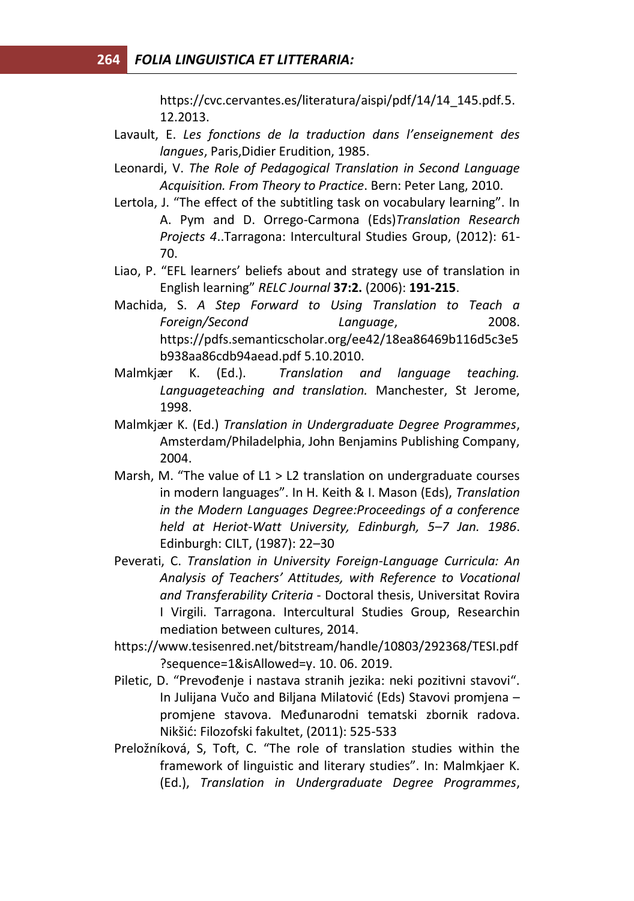https://cvc.cervantes.es/literatura/aispi/pdf/14/14_145.pdf.5.12.2013.

Lavault, E. *Les fonctions de la traduction dans l'enseignement des langues*, Paris,Didier Erudition, 1985.

Leonardi, V. *The Role of Pedagogical Translation in Second Language Acquisition. From Theory to Practice*. Bern: Peter Lang, 2010.

Lertola, J. "The effect of the subtitling task on vocabulary learning". In A. Pym and D. Orrego-Carmona (Eds)*Translation Research Projects 4*..Tarragona: Intercultural Studies Group, (2012): 61-70.

Liao, P. "EFL learners' beliefs about and strategy use of translation in English learning" *RELC Journal* **37:2.** (2006): **191-215**.

Machida, S. *A Step Forward to Using Translation to Teach a Foreign/Second Language*, 2008. https://pdfs.semanticscholar.org/ee42/18ea86469b116d5c3e5b938aa86cdb94aead.pdf 5.10.2010.

Malmkjær K. (Ed.). *Translation and language teaching. Languageteaching and translation.* Manchester, St Jerome, 1998.

Malmkjær K. (Ed.) *Translation in Undergraduate Degree Programmes*, Amsterdam/Philadelphia, John Benjamins Publishing Company, 2004.

Marsh, M. "The value of L1 > L2 translation on undergraduate courses in modern languages". In H. Keith & I. Mason (Eds), *Translation in the Modern Languages Degree:Proceedings of a conference held at Heriot-Watt University, Edinburgh, 5–7 Jan. 1986*. Edinburgh: CILT, (1987): 22–30

Peverati, C. *Translation in University Foreign-Language Curricula: An Analysis of Teachers' Attitudes, with Reference to Vocational and Transferability Criteria* - Doctoral thesis, Universitat Rovira I Virgili. Tarragona. Intercultural Studies Group, Researchin mediation between cultures, 2014.

https://www.tesisenred.net/bitstream/handle/10803/292368/TESI.pdf?sequence=1&isAllowed=y. 10. 06. 2019.

Piletic, D. "Prevođenje i nastava stranih jezika: neki pozitivni stavovi". In Julijana Vučo and Biljana Milatović (Eds) Stavovi promjena – promjene stavova. Međunarodni tematski zbornik radova. Nikšić: Filozofski fakultet, (2011): 525-533

Preložníková, S, Toft, C. "The role of translation studies within the framework of linguistic and literary studies". In: Malmkjaer K. (Ed.), *Translation in Undergraduate Degree Programmes*,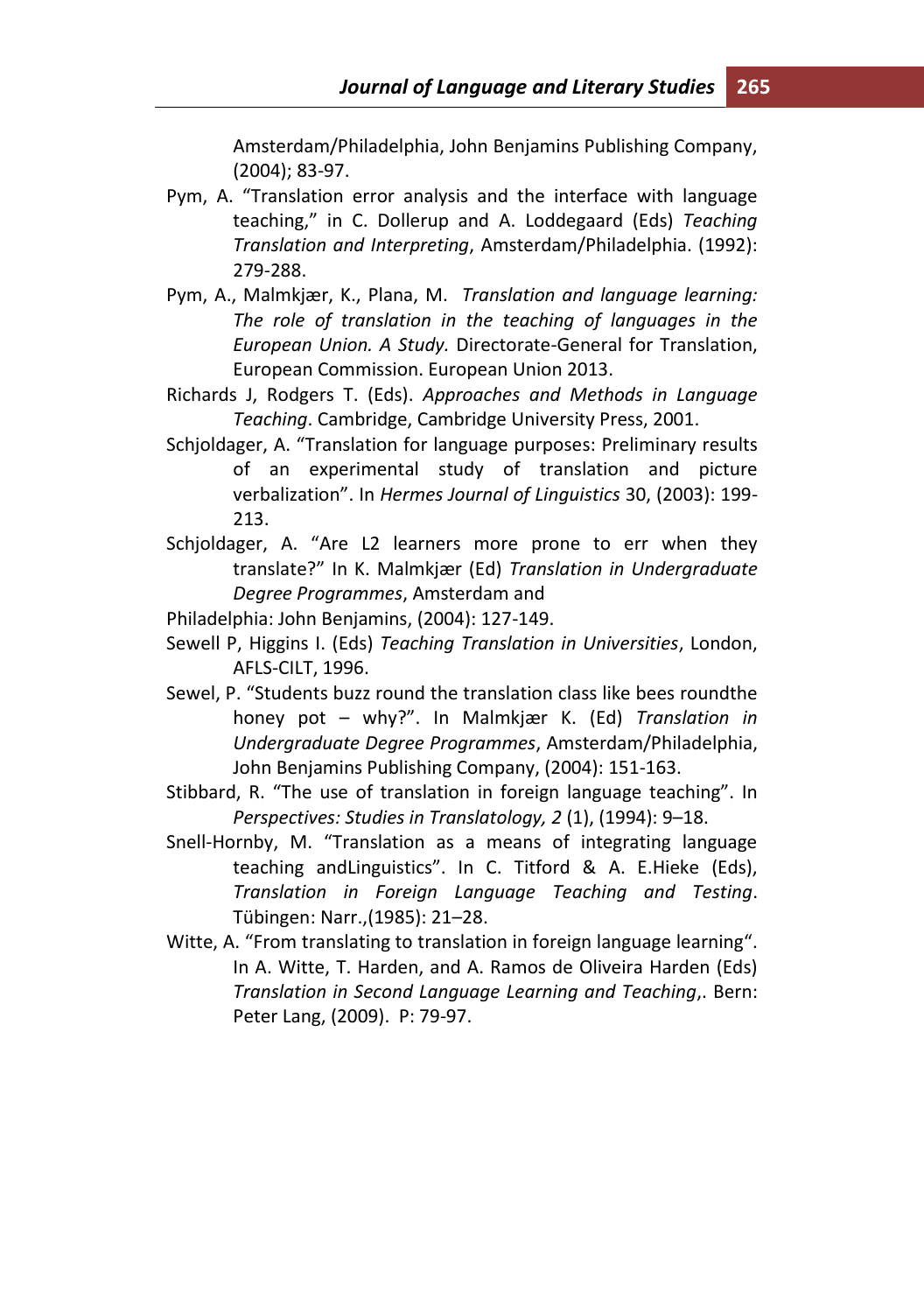Amsterdam/Philadelphia, John Benjamins Publishing Company, (2004); 83-97.

Pym, A. "Translation error analysis and the interface with language teaching," in C. Dollerup and A. Loddegaard (Eds) *Teaching Translation and Interpreting*, Amsterdam/Philadelphia. (1992): 279-288.

Pym, A., Malmkjær, K., Plana, M. *Translation and language learning: The role of translation in the teaching of languages in the European Union. A Study.* Directorate-General for Translation, European Commission. European Union 2013.

Richards J, Rodgers T. (Eds). *Approaches and Methods in Language Teaching*. Cambridge, Cambridge University Press, 2001.

Schjoldager, A. "Translation for language purposes: Preliminary results of an experimental study of translation and picture verbalization". In *Hermes Journal of Linguistics* 30, (2003): 199-213.

Schjoldager, A. "Are L2 learners more prone to err when they translate?" In K. Malmkjær (Ed) *Translation in Undergraduate Degree Programmes*, Amsterdam and

Philadelphia: John Benjamins, (2004): 127-149.

Sewell P, Higgins I. (Eds) *Teaching Translation in Universities*, London, AFLS-CILT, 1996.

Sewel, P. "Students buzz round the translation class like bees roundthe honey pot – why?". In Malmkjær K. (Ed) *Translation in Undergraduate Degree Programmes*, Amsterdam/Philadelphia, John Benjamins Publishing Company, (2004): 151-163.

Stibbard, R. "The use of translation in foreign language teaching". In *Perspectives: Studies in Translatology, 2* (1), (1994): 9–18.

Snell-Hornby, M. "Translation as a means of integrating language teaching andLinguistics". In C. Titford & A. E.Hieke (Eds), *Translation in Foreign Language Teaching and Testing*. Tübingen: Narr.,(1985): 21–28.

Witte, A. "From translating to translation in foreign language learning". In A. Witte, T. Harden, and A. Ramos de Oliveira Harden (Eds) *Translation in Second Language Learning and Teaching*,. Bern: Peter Lang, (2009). P: 79-97.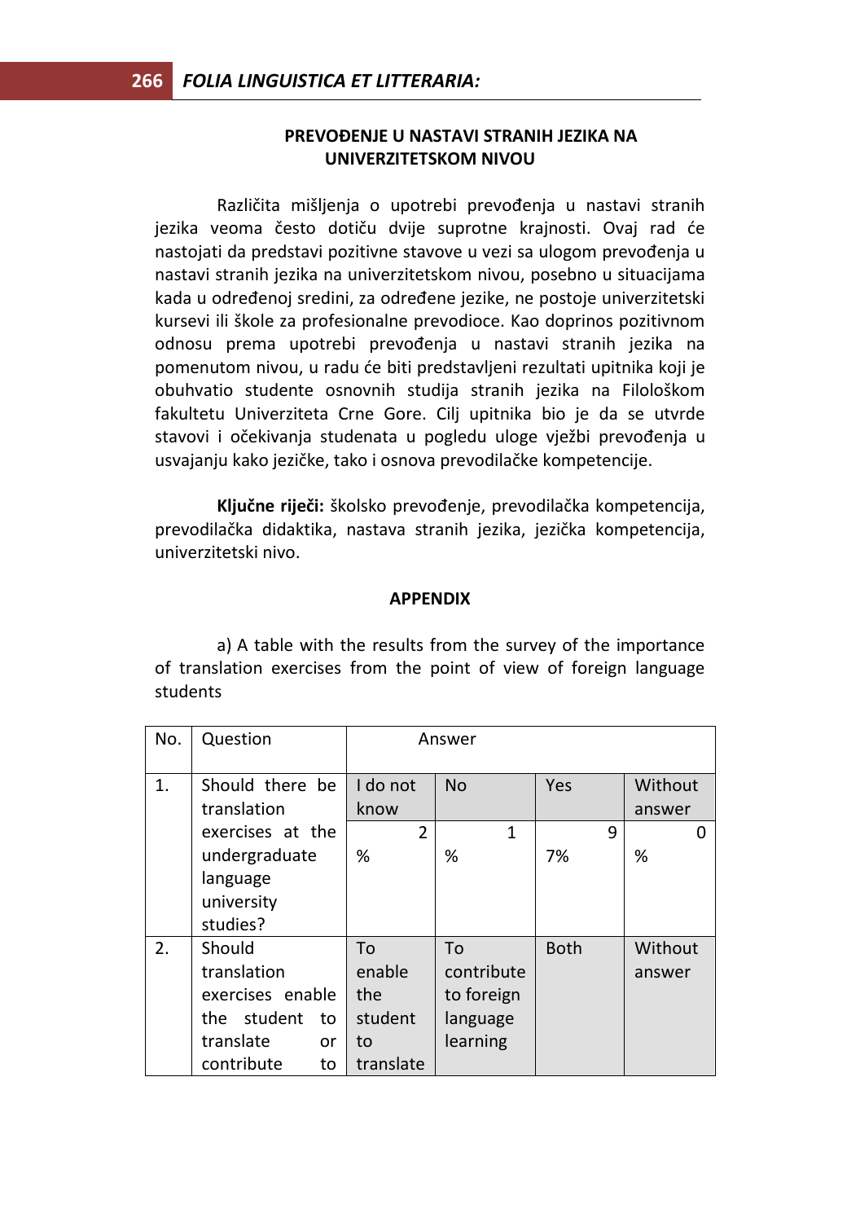## PREVOĐENJE U NASTAVI STRANIH JEZIKA NA UNIVERZITETSKOM NIVOU

Različita mišljenja o upotrebi prevođenja u nastavi stranih jezika veoma često dotiču dvije suprotne krajnosti. Ovaj rad će nastojati da predstavi pozitivne stavove u vezi sa ulogom prevođenja u nastavi stranih jezika na univerzitetskom nivou, posebno u situacijama kada u određenoj sredini, za određene jezike, ne postoje univerzitetski kursevi ili škole za profesionalne prevodioce. Kao doprinos pozitivnom odnosu prema upotrebi prevođenja u nastavi stranih jezika na pomenutom nivou, u radu će biti predstavljeni rezultati upitnika koji je obuhvatio studente osnovnih studija stranih jezika na Filološkom fakultetu Univerziteta Crne Gore. Cilj upitnika bio je da se utvrde stavovi i očekivanja studenata u pogledu uloge vježbi prevođenja u usvajanju kako jezičke, tako i osnova prevodilačke kompetencije.

**Ključne riječi:** školsko prevođenje, prevodilačka kompetencija, prevodilačka didaktika, nastava stranih jezika, jezička kompetencija, univerzitetski nivo.

## APPENDIX

a) A table with the results from the survey of the importance of translation exercises from the point of view of foreign language students

| No. | Question | Answer | | | |
|---|---|---|---|---|---|
| 1. | Should there be translation exercises at the undergraduate language university studies? | I do not know | No | Yes | Without answer |
| | | 2 % | 1 % | 97% | 0 % |
| 2. | Should translation exercises enable the student to translate or contribute to | To enable the student to translate | To contribute to foreign language learning | Both | Without answer |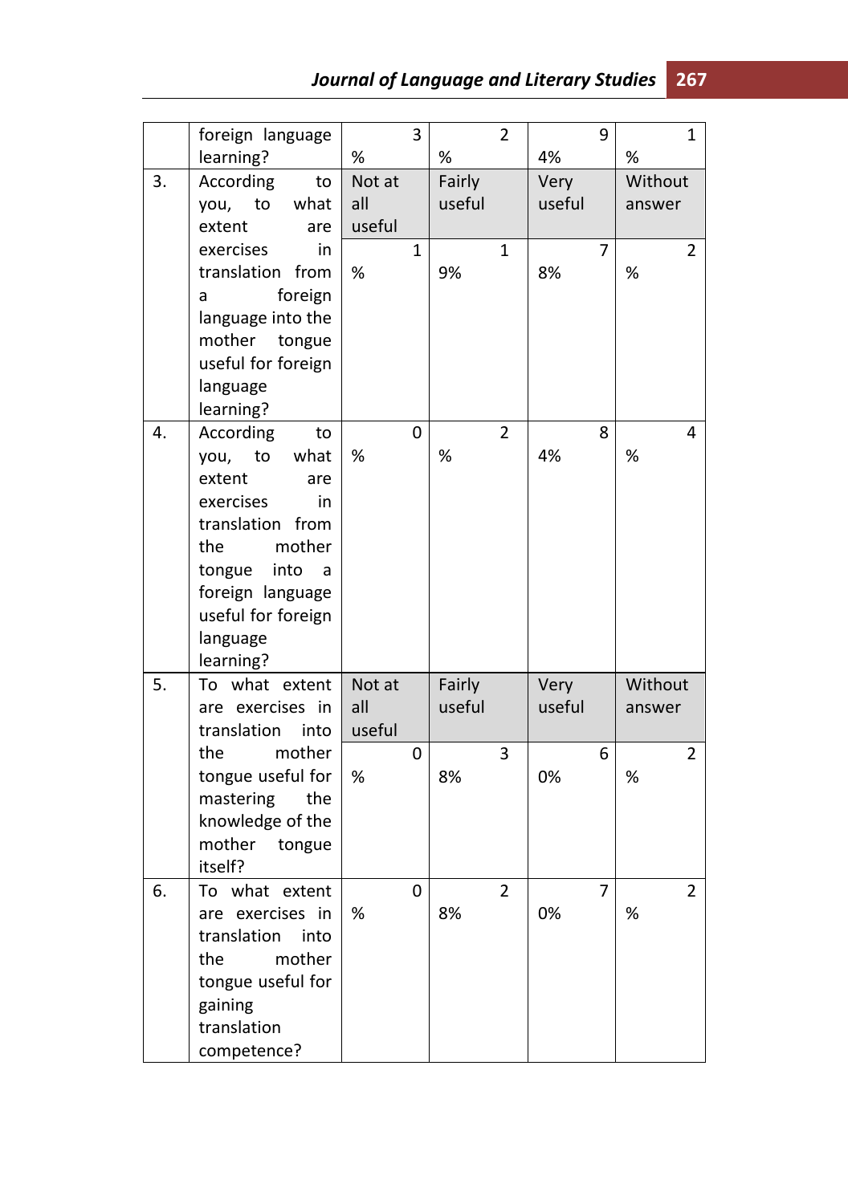| | | | | | |
|---|---|---|---|---|---|
| | foreign language learning? | 3% | 2% | 94% | 1% |
| 3. | According to you, to what extent are exercises in translation from a foreign language into the mother tongue useful for foreign language learning? | Not at all useful | Fairly useful | Very useful | Without answer |
| | | 1% | 19% | 78% | 2% |
| 4. | According to you, to what extent are exercises in translation from the mother tongue into a foreign language useful for foreign language learning? | 0% | 2% | 84% | 4% |
| 5. | To what extent are exercises in translation into the mother tongue useful for mastering the knowledge of the mother tongue itself? | Not at all useful | Fairly useful | Very useful | Without answer |
| | | 0% | 38% | 60% | 2% |
| 6. | To what extent are exercises in translation into the mother tongue useful for gaining translation competence? | 0% | 28% | 70% | 2% |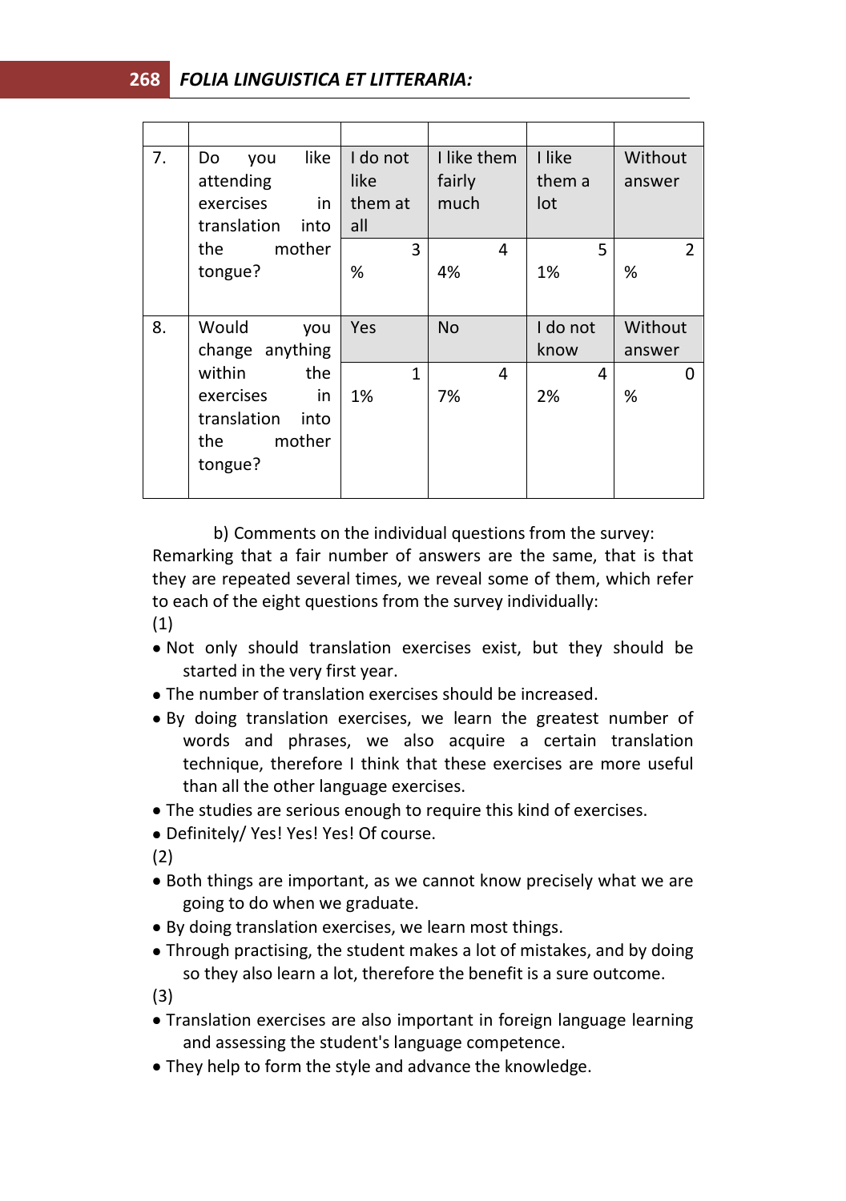| | | | | | |
|---|---|---|---|---|---|
| 7. | Do you like attending exercises in translation into the mother tongue? | I do not like them at all | I like them fairly much | I like them a lot | Without answer |
| | | 3% | 44% | 51% | 2% |
| 8. | Would you change anything within the exercises in translation into the mother tongue? | Yes | No | I do not know | Without answer |
| | | 11% | 47% | 42% | 0% |

b) Comments on the individual questions from the survey:

Remarking that a fair number of answers are the same, that is that they are repeated several times, we reveal some of them, which refer to each of the eight questions from the survey individually:

(1)

- Not only should translation exercises exist, but they should be started in the very first year.
- The number of translation exercises should be increased.
- By doing translation exercises, we learn the greatest number of words and phrases, we also acquire a certain translation technique, therefore I think that these exercises are more useful than all the other language exercises.
- The studies are serious enough to require this kind of exercises.
- Definitely/ Yes! Yes! Yes! Of course.

(2)

- Both things are important, as we cannot know precisely what we are going to do when we graduate.
- By doing translation exercises, we learn most things.
- Through practising, the student makes a lot of mistakes, and by doing so they also learn a lot, therefore the benefit is a sure outcome.

(3)

- Translation exercises are also important in foreign language learning and assessing the student's language competence.
- They help to form the style and advance the knowledge.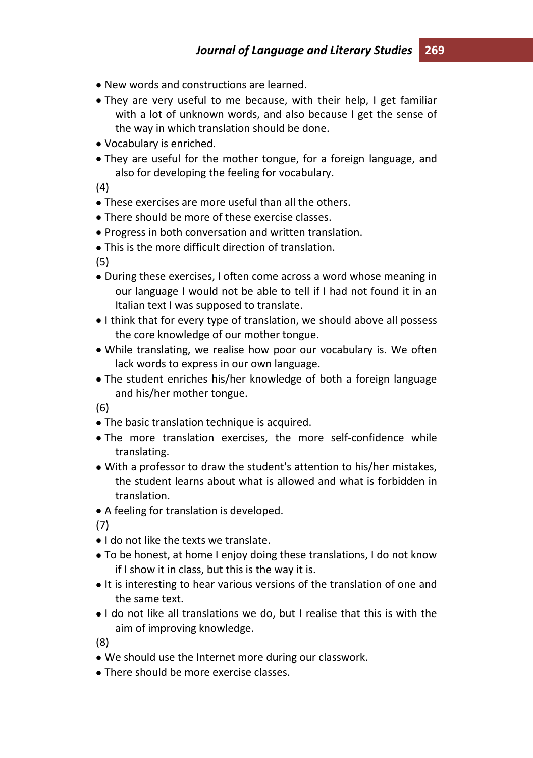- New words and constructions are learned.
- They are very useful to me because, with their help, I get familiar with a lot of unknown words, and also because I get the sense of the way in which translation should be done.
- Vocabulary is enriched.
- They are useful for the mother tongue, for a foreign language, and also for developing the feeling for vocabulary.

(4)

- These exercises are more useful than all the others.
- There should be more of these exercise classes.
- Progress in both conversation and written translation.
- This is the more difficult direction of translation.

(5)

- During these exercises, I often come across a word whose meaning in our language I would not be able to tell if I had not found it in an Italian text I was supposed to translate.
- I think that for every type of translation, we should above all possess the core knowledge of our mother tongue.
- While translating, we realise how poor our vocabulary is. We often lack words to express in our own language.
- The student enriches his/her knowledge of both a foreign language and his/her mother tongue.

(6)

- The basic translation technique is acquired.
- The more translation exercises, the more self-confidence while translating.
- With a professor to draw the student's attention to his/her mistakes, the student learns about what is allowed and what is forbidden in translation.
- A feeling for translation is developed.

(7)

- I do not like the texts we translate.
- To be honest, at home I enjoy doing these translations, I do not know if I show it in class, but this is the way it is.
- It is interesting to hear various versions of the translation of one and the same text.
- I do not like all translations we do, but I realise that this is with the aim of improving knowledge.

(8)

- We should use the Internet more during our classwork.
- There should be more exercise classes.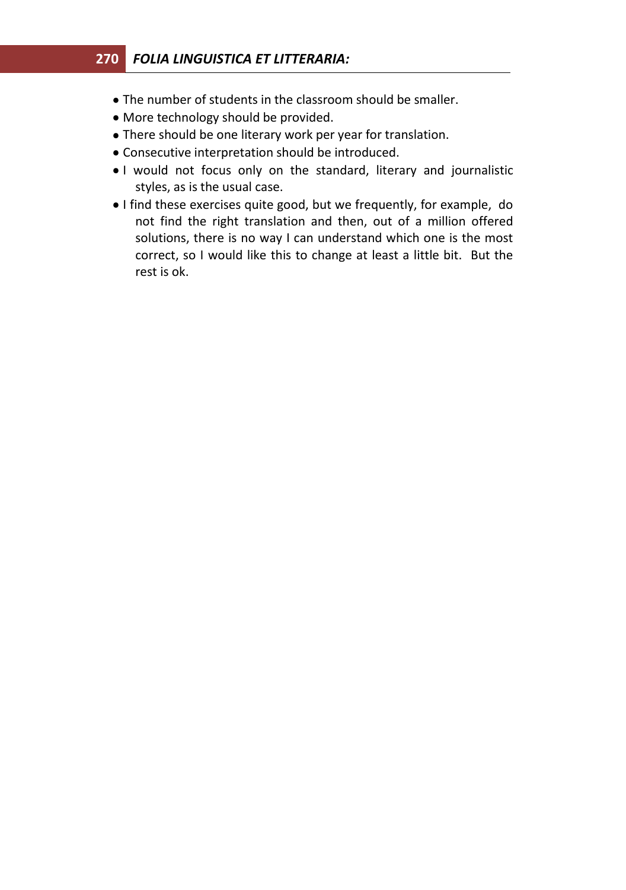- The number of students in the classroom should be smaller.
- More technology should be provided.
- There should be one literary work per year for translation.
- Consecutive interpretation should be introduced.
- I would not focus only on the standard, literary and journalistic styles, as is the usual case.
- I find these exercises quite good, but we frequently, for example, do not find the right translation and then, out of a million offered solutions, there is no way I can understand which one is the most correct, so I would like this to change at least a little bit. But the rest is ok.